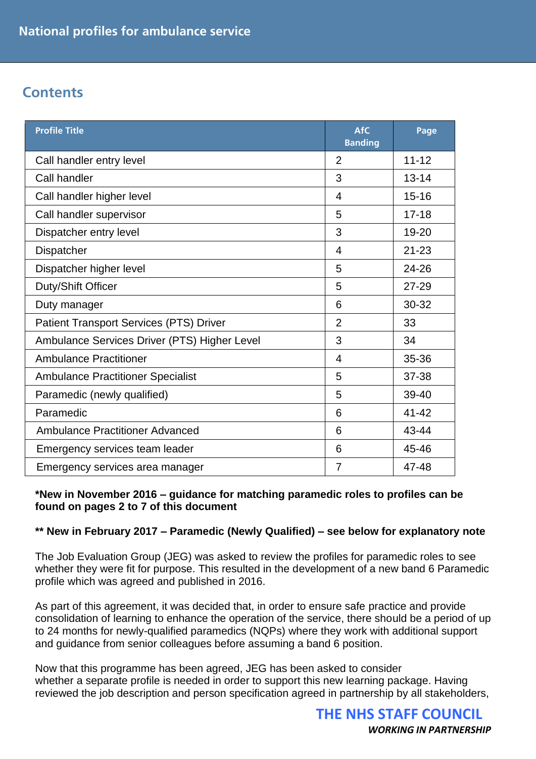# National profiles for ambulance service

## Contents

| Profile Title | AfC Banding | Page |
|---|---|---|
| Call handler entry level | 2 | 11-12 |
| Call handler | 3 | 13-14 |
| Call handler higher level | 4 | 15-16 |
| Call handler supervisor | 5 | 17-18 |
| Dispatcher entry level | 3 | 19-20 |
| Dispatcher | 4 | 21-23 |
| Dispatcher higher level | 5 | 24-26 |
| Duty/Shift Officer | 5 | 27-29 |
| Duty manager | 6 | 30-32 |
| Patient Transport Services (PTS) Driver | 2 | 33 |
| Ambulance Services Driver (PTS) Higher Level | 3 | 34 |
| Ambulance Practitioner | 4 | 35-36 |
| Ambulance Practitioner Specialist | 5 | 37-38 |
| Paramedic (newly qualified) | 5 | 39-40 |
| Paramedic | 6 | 41-42 |
| Ambulance Practitioner Advanced | 6 | 43-44 |
| Emergency services team leader | 6 | 45-46 |
| Emergency services area manager | 7 | 47-48 |

**\*New in November 2016 – guidance for matching paramedic roles to profiles can be found on pages 2 to 7 of this document**

**\*\* New in February 2017 – Paramedic (Newly Qualified) – see below for explanatory note**

The Job Evaluation Group (JEG) was asked to review the profiles for paramedic roles to see whether they were fit for purpose. This resulted in the development of a new band 6 Paramedic profile which was agreed and published in 2016.

As part of this agreement, it was decided that, in order to ensure safe practice and provide consolidation of learning to enhance the operation of the service, there should be a period of up to 24 months for newly-qualified paramedics (NQPs) where they work with additional support and guidance from senior colleagues before assuming a band 6 position.

Now that this programme has been agreed, JEG has been asked to consider whether a separate profile is needed in order to support this new learning package. Having reviewed the job description and person specification agreed in partnership by all stakeholders,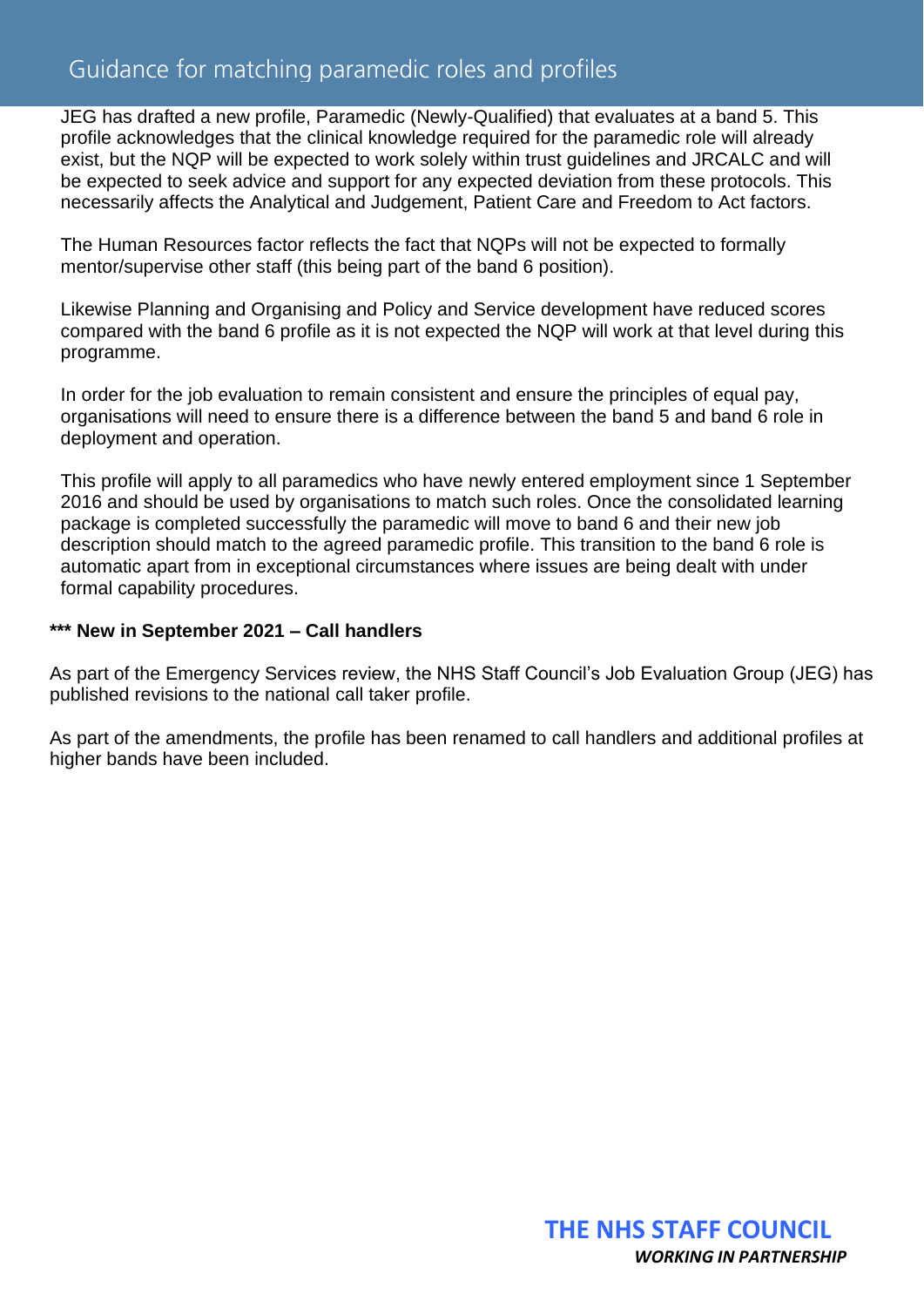JEG has drafted a new profile, Paramedic (Newly-Qualified) that evaluates at a band 5. This profile acknowledges that the clinical knowledge required for the paramedic role will already exist, but the NQP will be expected to work solely within trust guidelines and JRCALC and will be expected to seek advice and support for any expected deviation from these protocols. This necessarily affects the Analytical and Judgement, Patient Care and Freedom to Act factors.

The Human Resources factor reflects the fact that NQPs will not be expected to formally mentor/supervise other staff (this being part of the band 6 position).

Likewise Planning and Organising and Policy and Service development have reduced scores compared with the band 6 profile as it is not expected the NQP will work at that level during this programme.

In order for the job evaluation to remain consistent and ensure the principles of equal pay, organisations will need to ensure there is a difference between the band 5 and band 6 role in deployment and operation.

This profile will apply to all paramedics who have newly entered employment since 1 September 2016 and should be used by organisations to match such roles. Once the consolidated learning package is completed successfully the paramedic will move to band 6 and their new job description should match to the agreed paramedic profile. This transition to the band 6 role is automatic apart from in exceptional circumstances where issues are being dealt with under formal capability procedures.

**\*\*\* New in September 2021 – Call handlers**

As part of the Emergency Services review, the NHS Staff Council's Job Evaluation Group (JEG) has published revisions to the national call taker profile.

As part of the amendments, the profile has been renamed to call handlers and additional profiles at higher bands have been included.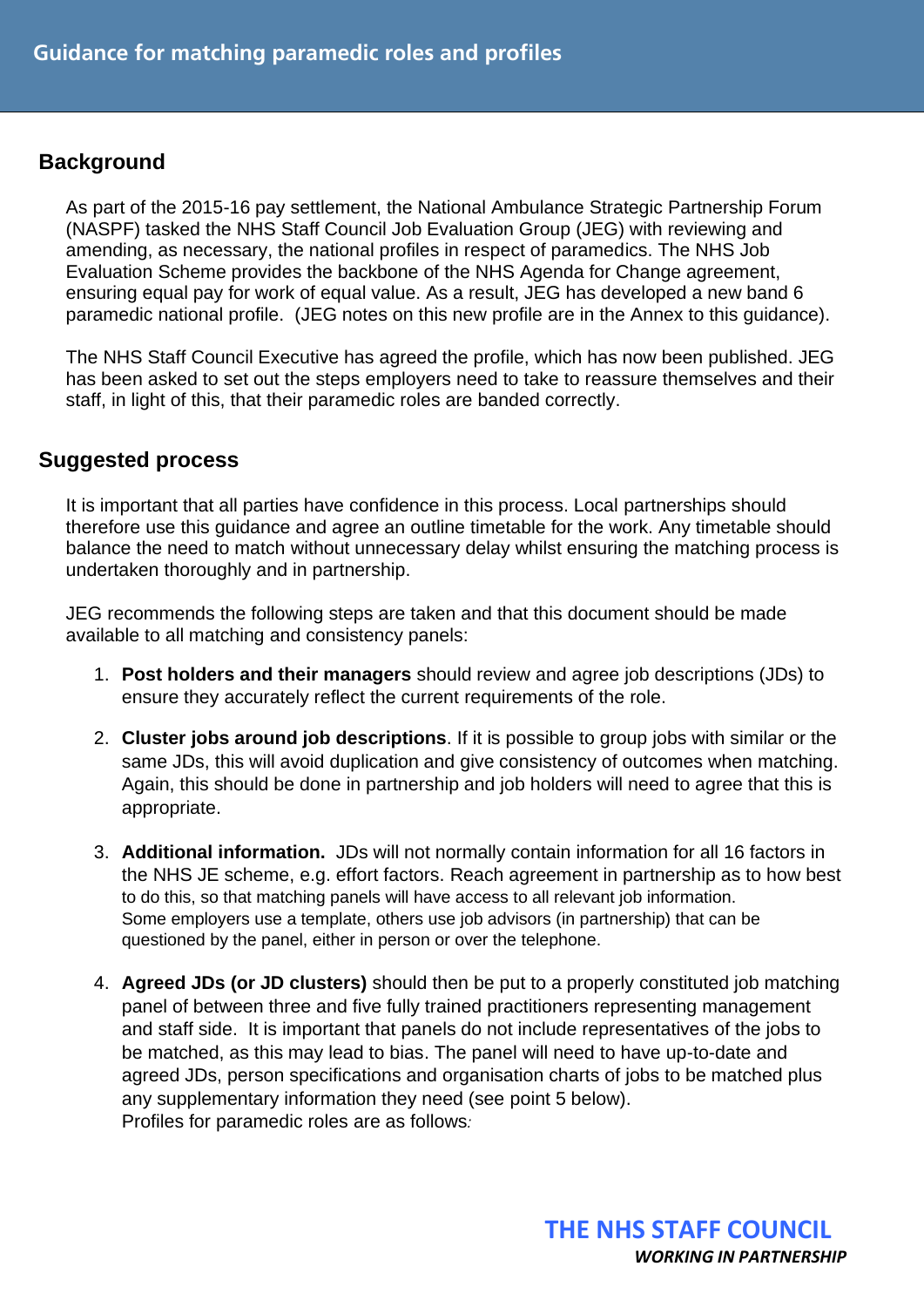## Guidance for matching paramedic roles and profiles

### Background

As part of the 2015-16 pay settlement, the National Ambulance Strategic Partnership Forum (NASPF) tasked the NHS Staff Council Job Evaluation Group (JEG) with reviewing and amending, as necessary, the national profiles in respect of paramedics. The NHS Job Evaluation Scheme provides the backbone of the NHS Agenda for Change agreement, ensuring equal pay for work of equal value. As a result, JEG has developed a new band 6 paramedic national profile. (JEG notes on this new profile are in the Annex to this guidance).

The NHS Staff Council Executive has agreed the profile, which has now been published. JEG has been asked to set out the steps employers need to take to reassure themselves and their staff, in light of this, that their paramedic roles are banded correctly.

### Suggested process

It is important that all parties have confidence in this process. Local partnerships should therefore use this guidance and agree an outline timetable for the work. Any timetable should balance the need to match without unnecessary delay whilst ensuring the matching process is undertaken thoroughly and in partnership.

JEG recommends the following steps are taken and that this document should be made available to all matching and consistency panels:

1. **Post holders and their managers** should review and agree job descriptions (JDs) to ensure they accurately reflect the current requirements of the role.

2. **Cluster jobs around job descriptions**. If it is possible to group jobs with similar or the same JDs, this will avoid duplication and give consistency of outcomes when matching. Again, this should be done in partnership and job holders will need to agree that this is appropriate.

3. **Additional information.** JDs will not normally contain information for all 16 factors in the NHS JE scheme, e.g. effort factors. Reach agreement in partnership as to how best to do this, so that matching panels will have access to all relevant job information. Some employers use a template, others use job advisors (in partnership) that can be questioned by the panel, either in person or over the telephone.

4. **Agreed JDs (or JD clusters)** should then be put to a properly constituted job matching panel of between three and five fully trained practitioners representing management and staff side. It is important that panels do not include representatives of the jobs to be matched, as this may lead to bias. The panel will need to have up-to-date and agreed JDs, person specifications and organisation charts of jobs to be matched plus any supplementary information they need (see point 5 below).
   Profiles for paramedic roles are as follows*:*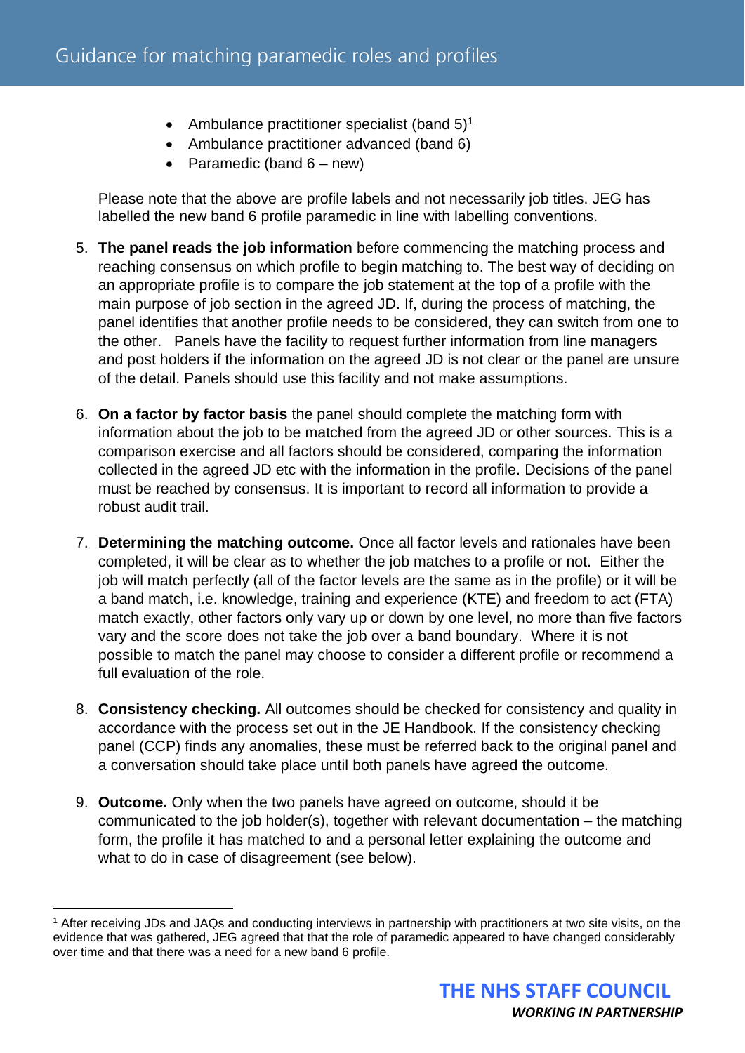- Ambulance practitioner specialist (band 5)[1]
- Ambulance practitioner advanced (band 6)
- Paramedic (band 6 – new)

Please note that the above are profile labels and not necessarily job titles. JEG has labelled the new band 6 profile paramedic in line with labelling conventions.

5. **The panel reads the job information** before commencing the matching process and reaching consensus on which profile to begin matching to. The best way of deciding on an appropriate profile is to compare the job statement at the top of a profile with the main purpose of job section in the agreed JD. If, during the process of matching, the panel identifies that another profile needs to be considered, they can switch from one to the other. Panels have the facility to request further information from line managers and post holders if the information on the agreed JD is not clear or the panel are unsure of the detail. Panels should use this facility and not make assumptions.

6. **On a factor by factor basis** the panel should complete the matching form with information about the job to be matched from the agreed JD or other sources. This is a comparison exercise and all factors should be considered, comparing the information collected in the agreed JD etc with the information in the profile. Decisions of the panel must be reached by consensus. It is important to record all information to provide a robust audit trail.

7. **Determining the matching outcome.** Once all factor levels and rationales have been completed, it will be clear as to whether the job matches to a profile or not. Either the job will match perfectly (all of the factor levels are the same as in the profile) or it will be a band match, i.e. knowledge, training and experience (KTE) and freedom to act (FTA) match exactly, other factors only vary up or down by one level, no more than five factors vary and the score does not take the job over a band boundary. Where it is not possible to match the panel may choose to consider a different profile or recommend a full evaluation of the role.

8. **Consistency checking.** All outcomes should be checked for consistency and quality in accordance with the process set out in the JE Handbook. If the consistency checking panel (CCP) finds any anomalies, these must be referred back to the original panel and a conversation should take place until both panels have agreed the outcome.

9. **Outcome.** Only when the two panels have agreed on outcome, should it be communicated to the job holder(s), together with relevant documentation – the matching form, the profile it has matched to and a personal letter explaining the outcome and what to do in case of disagreement (see below).

---

[1] After receiving JDs and JAQs and conducting interviews in partnership with practitioners at two site visits, on the evidence that was gathered, JEG agreed that that the role of paramedic appeared to have changed considerably over time and that there was a need for a new band 6 profile.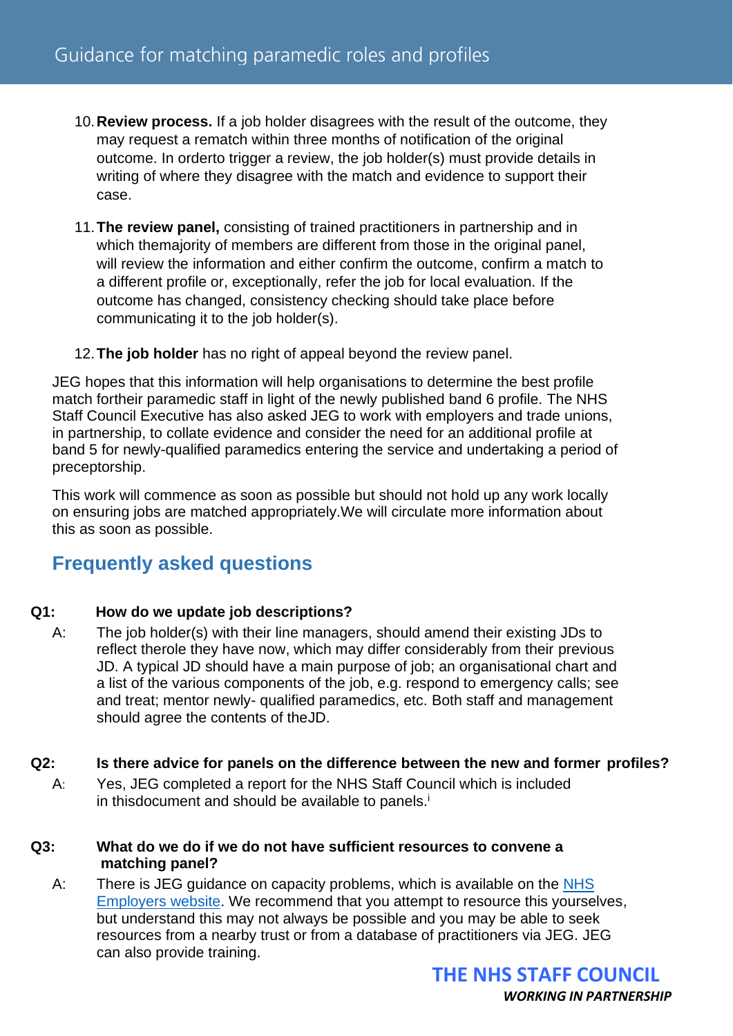10. **Review process.** If a job holder disagrees with the result of the outcome, they may request a rematch within three months of notification of the original outcome. In orderto trigger a review, the job holder(s) must provide details in writing of where they disagree with the match and evidence to support their case.

11. **The review panel,** consisting of trained practitioners in partnership and in which themajority of members are different from those in the original panel, will review the information and either confirm the outcome, confirm a match to a different profile or, exceptionally, refer the job for local evaluation. If the outcome has changed, consistency checking should take place before communicating it to the job holder(s).

12. **The job holder** has no right of appeal beyond the review panel.

JEG hopes that this information will help organisations to determine the best profile match fortheir paramedic staff in light of the newly published band 6 profile. The NHS Staff Council Executive has also asked JEG to work with employers and trade unions, in partnership, to collate evidence and consider the need for an additional profile at band 5 for newly-qualified paramedics entering the service and undertaking a period of preceptorship.

This work will commence as soon as possible but should not hold up any work locally on ensuring jobs are matched appropriately.We will circulate more information about this as soon as possible.

## Frequently asked questions

**Q1: How do we update job descriptions?**

A: The job holder(s) with their line managers, should amend their existing JDs to reflect therole they have now, which may differ considerably from their previous JD. A typical JD should have a main purpose of job; an organisational chart and a list of the various components of the job, e.g. respond to emergency calls; see and treat; mentor newly- qualified paramedics, etc. Both staff and management should agree the contents of theJD.

**Q2: Is there advice for panels on the difference between the new and former profiles?**

A: Yes, JEG completed a report for the NHS Staff Council which is included in thisdocument and should be available to panels.[i]

**Q3: What do we do if we do not have sufficient resources to convene a matching panel?**

A: There is JEG guidance on capacity problems, which is available on the NHS Employers website. We recommend that you attempt to resource this yourselves, but understand this may not always be possible and you may be able to seek resources from a nearby trust or from a database of practitioners via JEG. JEG can also provide training.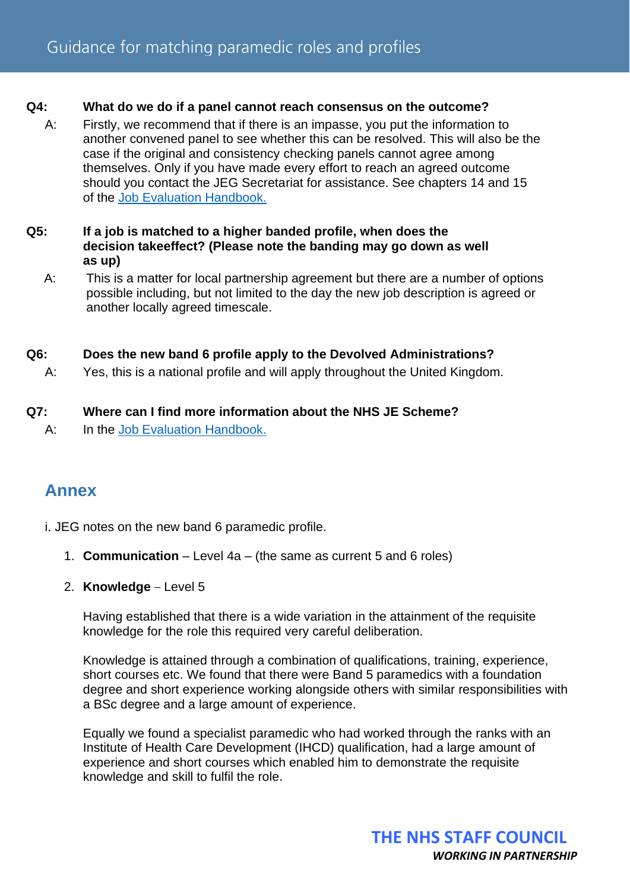**Q4: What do we do if a panel cannot reach consensus on the outcome?**

A: Firstly, we recommend that if there is an impasse, you put the information to another convened panel to see whether this can be resolved. This will also be the case if the original and consistency checking panels cannot agree among themselves. Only if you have made every effort to reach an agreed outcome should you contact the JEG Secretariat for assistance. See chapters 14 and 15 of the Job Evaluation Handbook.

**Q5: If a job is matched to a higher banded profile, when does the decision takeeffect? (Please note the banding may go down as well as up)**

A: This is a matter for local partnership agreement but there are a number of options possible including, but not limited to the day the new job description is agreed or another locally agreed timescale.

**Q6: Does the new band 6 profile apply to the Devolved Administrations?**

A: Yes, this is a national profile and will apply throughout the United Kingdom.

**Q7: Where can I find more information about the NHS JE Scheme?**

A: In the Job Evaluation Handbook.

## Annex

i. JEG notes on the new band 6 paramedic profile.

1. **Communication** – Level 4a – (the same as current 5 and 6 roles)

2. **Knowledge** – Level 5

   Having established that there is a wide variation in the attainment of the requisite knowledge for the role this required very careful deliberation.

   Knowledge is attained through a combination of qualifications, training, experience, short courses etc. We found that there were Band 5 paramedics with a foundation degree and short experience working alongside others with similar responsibilities with a BSc degree and a large amount of experience.

   Equally we found a specialist paramedic who had worked through the ranks with an Institute of Health Care Development (IHCD) qualification, had a large amount of experience and short courses which enabled him to demonstrate the requisite knowledge and skill to fulfil the role.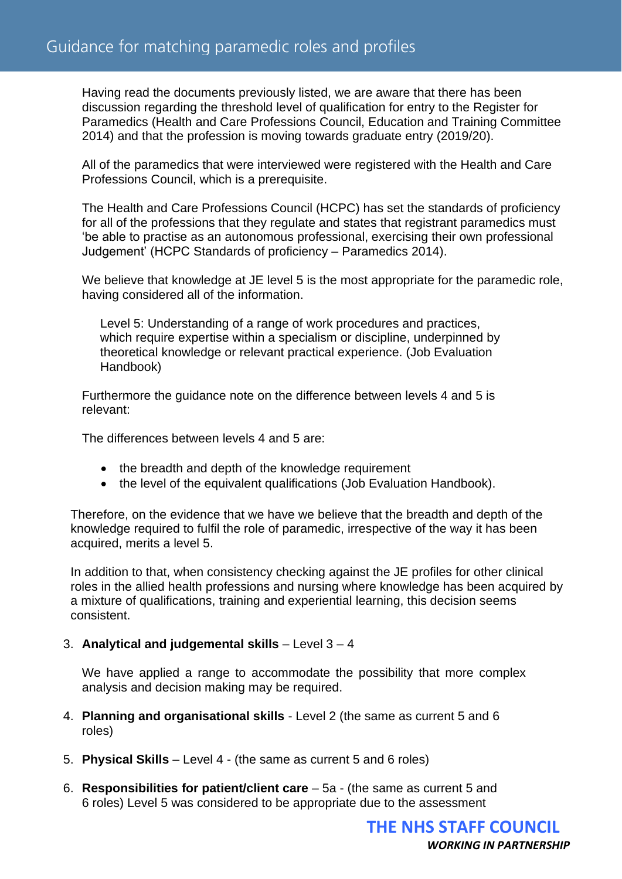Having read the documents previously listed, we are aware that there has been discussion regarding the threshold level of qualification for entry to the Register for Paramedics (Health and Care Professions Council, Education and Training Committee 2014) and that the profession is moving towards graduate entry (2019/20).

All of the paramedics that were interviewed were registered with the Health and Care Professions Council, which is a prerequisite.

The Health and Care Professions Council (HCPC) has set the standards of proficiency for all of the professions that they regulate and states that registrant paramedics must 'be able to practise as an autonomous professional, exercising their own professional Judgement' (HCPC Standards of proficiency – Paramedics 2014).

We believe that knowledge at JE level 5 is the most appropriate for the paramedic role, having considered all of the information.

> Level 5: Understanding of a range of work procedures and practices, which require expertise within a specialism or discipline, underpinned by theoretical knowledge or relevant practical experience. (Job Evaluation Handbook)

Furthermore the guidance note on the difference between levels 4 and 5 is relevant:

The differences between levels 4 and 5 are:

- the breadth and depth of the knowledge requirement
- the level of the equivalent qualifications (Job Evaluation Handbook).

Therefore, on the evidence that we have we believe that the breadth and depth of the knowledge required to fulfil the role of paramedic, irrespective of the way it has been acquired, merits a level 5.

In addition to that, when consistency checking against the JE profiles for other clinical roles in the allied health professions and nursing where knowledge has been acquired by a mixture of qualifications, training and experiential learning, this decision seems consistent.

3. **Analytical and judgemental skills** – Level 3 – 4

   We have applied a range to accommodate the possibility that more complex analysis and decision making may be required.

4. **Planning and organisational skills** - Level 2 (the same as current 5 and 6 roles)

5. **Physical Skills** – Level 4 - (the same as current 5 and 6 roles)

6. **Responsibilities for patient/client care** – 5a - (the same as current 5 and 6 roles) Level 5 was considered to be appropriate due to the assessment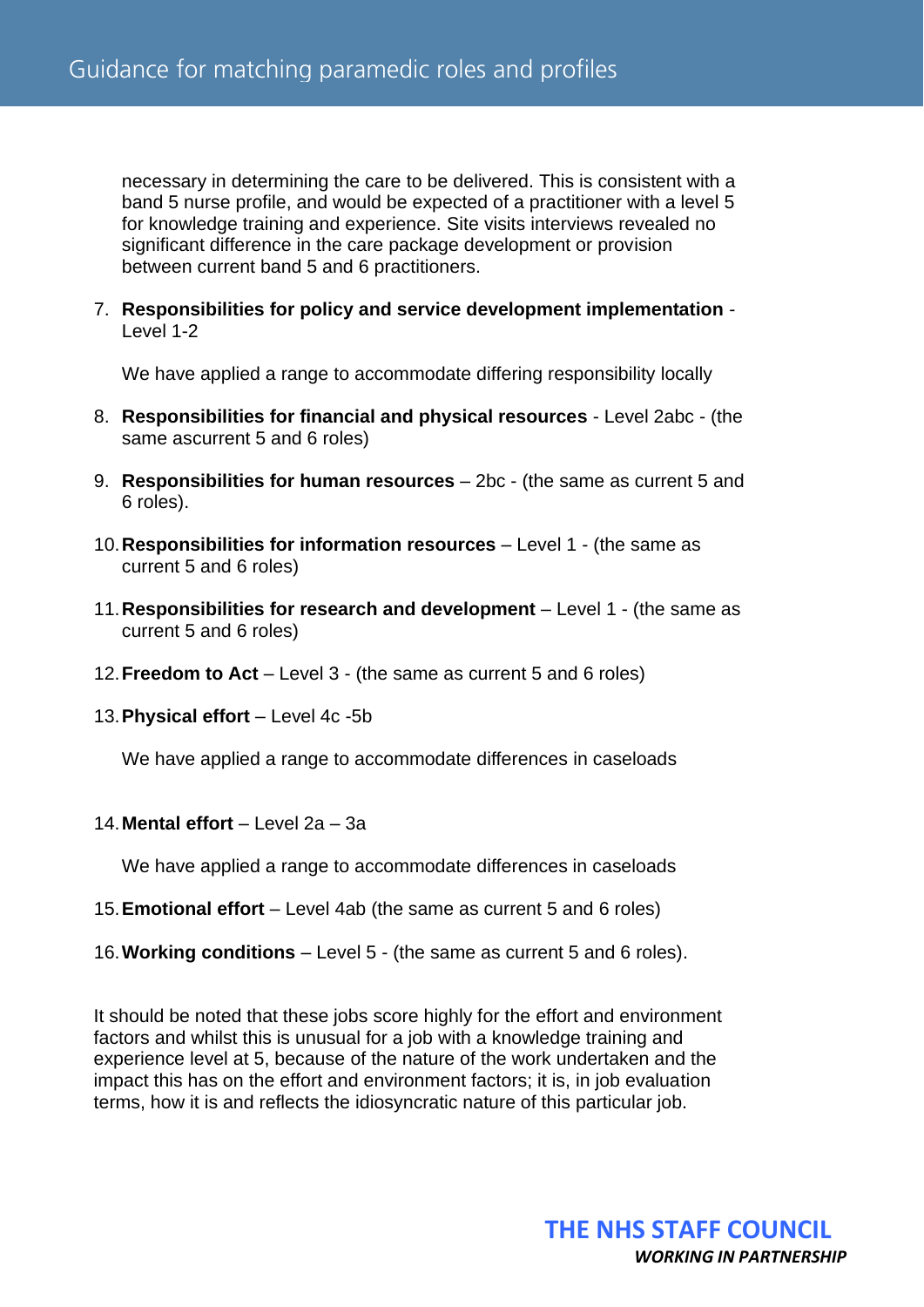necessary in determining the care to be delivered. This is consistent with a band 5 nurse profile, and would be expected of a practitioner with a level 5 for knowledge training and experience. Site visits interviews revealed no significant difference in the care package development or provision between current band 5 and 6 practitioners.

7. **Responsibilities for policy and service development implementation** - Level 1-2

   We have applied a range to accommodate differing responsibility locally

8. **Responsibilities for financial and physical resources** - Level 2abc - (the same ascurrent 5 and 6 roles)

9. **Responsibilities for human resources** – 2bc - (the same as current 5 and 6 roles).

10. **Responsibilities for information resources** – Level 1 - (the same as current 5 and 6 roles)

11. **Responsibilities for research and development** – Level 1 - (the same as current 5 and 6 roles)

12. **Freedom to Act** – Level 3 - (the same as current 5 and 6 roles)

13. **Physical effort** – Level 4c -5b

    We have applied a range to accommodate differences in caseloads

14. **Mental effort** – Level 2a – 3a

    We have applied a range to accommodate differences in caseloads

15. **Emotional effort** – Level 4ab (the same as current 5 and 6 roles)

16. **Working conditions** – Level 5 - (the same as current 5 and 6 roles).

It should be noted that these jobs score highly for the effort and environment factors and whilst this is unusual for a job with a knowledge training and experience level at 5, because of the nature of the work undertaken and the impact this has on the effort and environment factors; it is, in job evaluation terms, how it is and reflects the idiosyncratic nature of this particular job.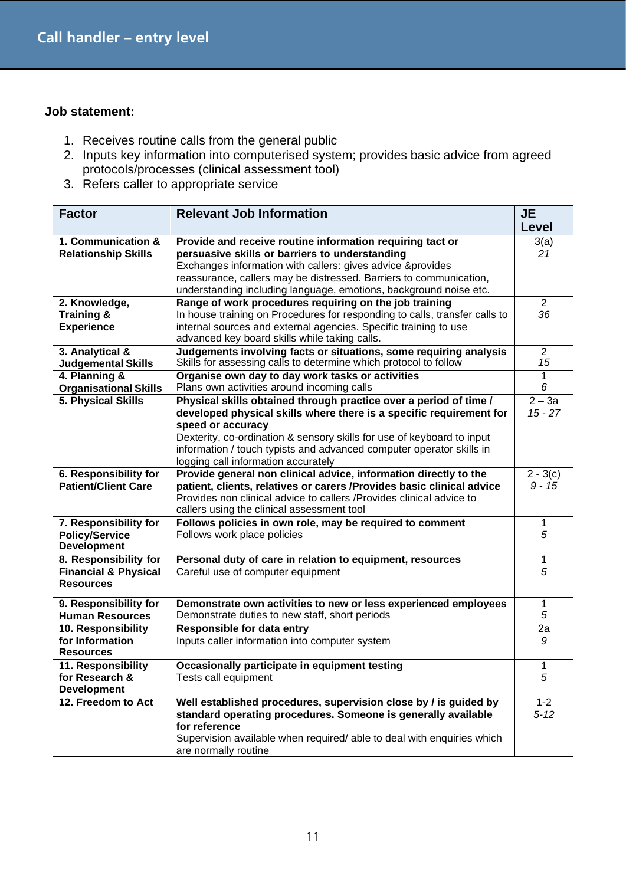# Call handler – entry level

**Job statement:**

1. Receives routine calls from the general public
2. Inputs key information into computerised system; provides basic advice from agreed protocols/processes (clinical assessment tool)
3. Refers caller to appropriate service

| Factor | Relevant Job Information | JE Level |
|---|---|---|
| **1. Communication & Relationship Skills** | **Provide and receive routine information requiring tact or persuasive skills or barriers to understanding**<br>Exchanges information with callers: gives advice &provides reassurance, callers may be distressed. Barriers to communication, understanding including language, emotions, background noise etc. | 3(a)<br>*21* |
| **2. Knowledge, Training & Experience** | **Range of work procedures requiring on the job training**<br>In house training on Procedures for responding to calls, transfer calls to internal sources and external agencies. Specific training to use advanced key board skills while taking calls. | 2<br>*36* |
| **3. Analytical & Judgemental Skills** | **Judgements involving facts or situations, some requiring analysis**<br>Skills for assessing calls to determine which protocol to follow | 2<br>*15* |
| **4. Planning & Organisational Skills** | **Organise own day to day work tasks or activities**<br>Plans own activities around incoming calls | 1<br>*6* |
| **5. Physical Skills** | **Physical skills obtained through practice over a period of time / developed physical skills where there is a specific requirement for speed or accuracy**<br>Dexterity, co-ordination & sensory skills for use of keyboard to input information / touch typists and advanced computer operator skills in logging call information accurately | 2 – 3a<br>*15 - 27* |
| **6. Responsibility for Patient/Client Care** | **Provide general non clinical advice, information directly to the patient, clients, relatives or carers /Provides basic clinical advice**<br>Provides non clinical advice to callers /Provides clinical advice to callers using the clinical assessment tool | 2 - 3(c)<br>*9 - 15* |
| **7. Responsibility for Policy/Service Development** | **Follows policies in own role, may be required to comment**<br>Follows work place policies | 1<br>*5* |
| **8. Responsibility for Financial & Physical Resources** | **Personal duty of care in relation to equipment, resources**<br>Careful use of computer equipment | 1<br>*5* |
| **9. Responsibility for Human Resources** | **Demonstrate own activities to new or less experienced employees**<br>Demonstrate duties to new staff, short periods | 1<br>*5* |
| **10. Responsibility for Information Resources** | **Responsible for data entry**<br>Inputs caller information into computer system | 2a<br>*9* |
| **11. Responsibility for Research & Development** | **Occasionally participate in equipment testing**<br>Tests call equipment | 1<br>*5* |
| **12. Freedom to Act** | **Well established procedures, supervision close by / is guided by standard operating procedures. Someone is generally available for reference**<br>Supervision available when required/ able to deal with enquiries which are normally routine | 1-2<br>*5-12* |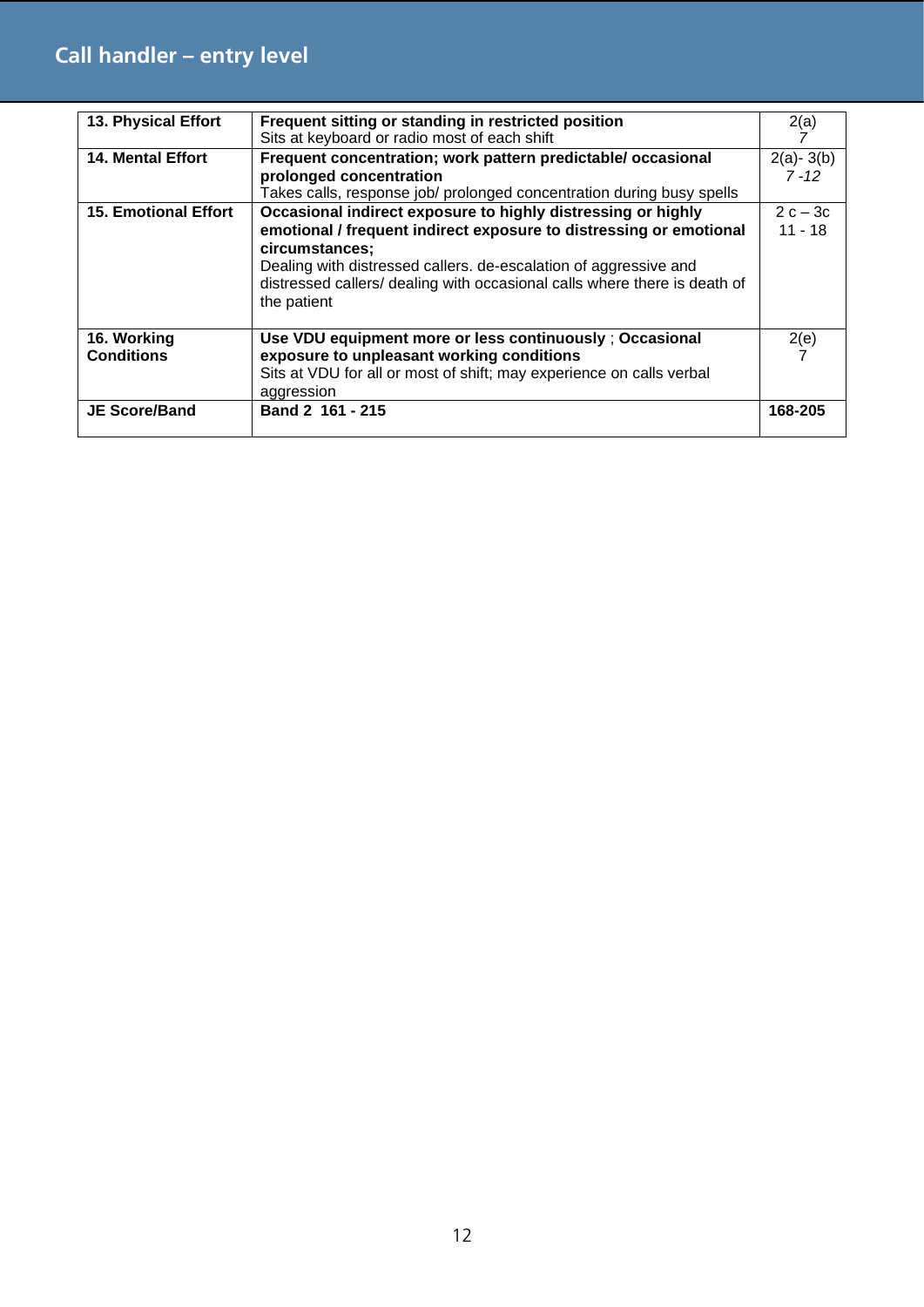## Call handler – entry level

| | | |
|---|---|---|
| **13. Physical Effort** | **Frequent sitting or standing in restricted position**<br>Sits at keyboard or radio most of each shift | 2(a)<br>*7* |
| **14. Mental Effort** | **Frequent concentration; work pattern predictable/ occasional prolonged concentration**<br>Takes calls, response job/ prolonged concentration during busy spells | 2(a)- 3(b)<br>*7 -12* |
| **15. Emotional Effort** | **Occasional indirect exposure to highly distressing or highly emotional / frequent indirect exposure to distressing or emotional circumstances;**<br>Dealing with distressed callers. de-escalation of aggressive and distressed callers/ dealing with occasional calls where there is death of the patient | 2 c – 3c<br>11 - 18 |
| **16. Working Conditions** | **Use VDU equipment more or less continuously** ; **Occasional exposure to unpleasant working conditions**<br>Sits at VDU for all or most of shift; may experience on calls verbal aggression | 2(e)<br>7 |
| **JE Score/Band** | **Band 2 161 - 215** | **168-205** |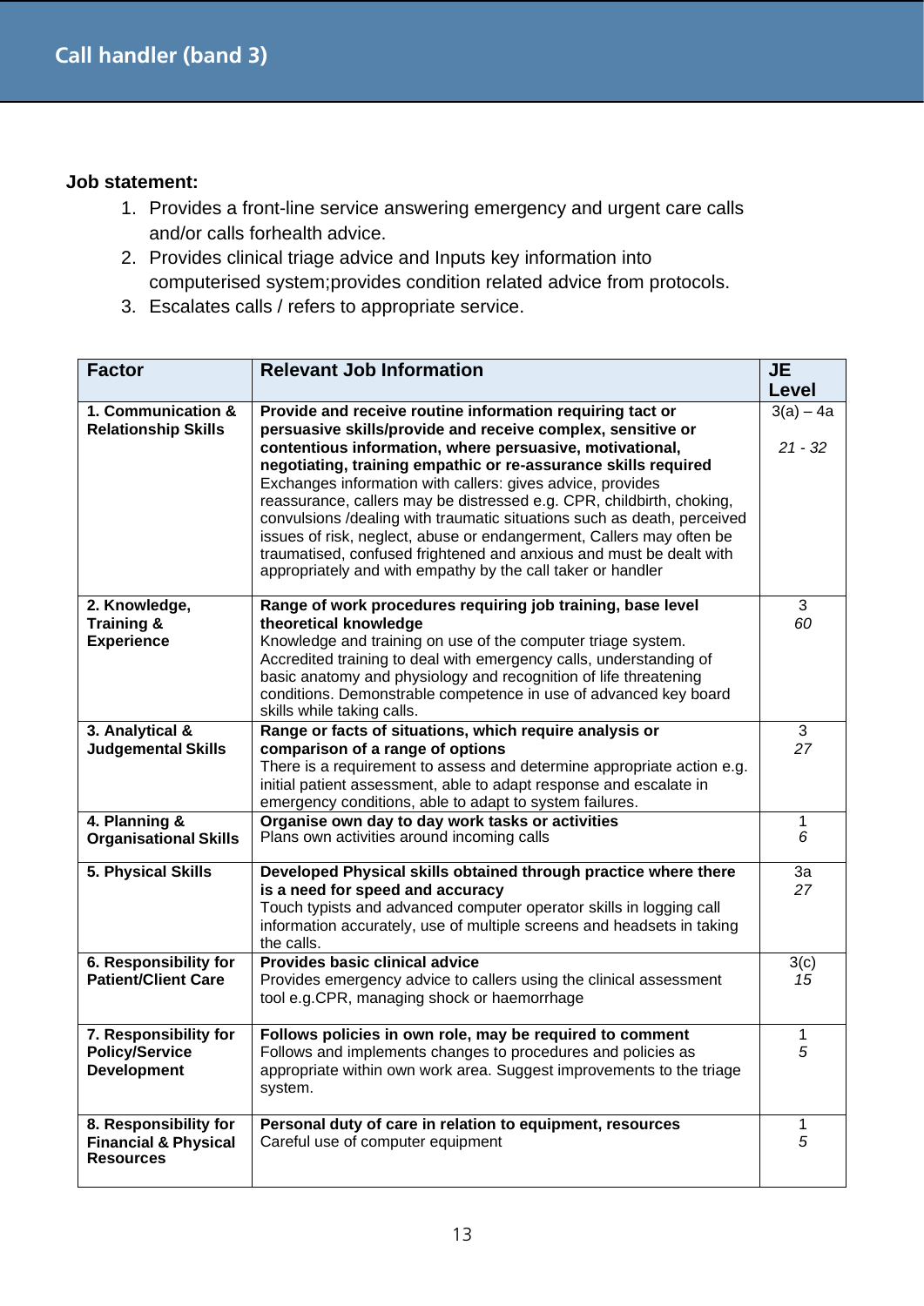# Call handler (band 3)

**Job statement:**

1. Provides a front-line service answering emergency and urgent care calls and/or calls forhealth advice.
2. Provides clinical triage advice and Inputs key information into computerised system;provides condition related advice from protocols.
3. Escalates calls / refers to appropriate service.

| Factor | Relevant Job Information | JE Level |
|---|---|---|
| **1. Communication & Relationship Skills** | **Provide and receive routine information requiring tact or persuasive skills/provide and receive complex, sensitive or contentious information, where persuasive, motivational, negotiating, training empathic or re-assurance skills required**<br>Exchanges information with callers: gives advice, provides reassurance, callers may be distressed e.g. CPR, childbirth, choking, convulsions /dealing with traumatic situations such as death, perceived issues of risk, neglect, abuse or endangerment, Callers may often be traumatised, confused frightened and anxious and must be dealt with appropriately and with empathy by the call taker or handler | 3(a) – 4a<br>*21 - 32* |
| **2. Knowledge, Training & Experience** | **Range of work procedures requiring job training, base level theoretical knowledge**<br>Knowledge and training on use of the computer triage system. Accredited training to deal with emergency calls, understanding of basic anatomy and physiology and recognition of life threatening conditions. Demonstrable competence in use of advanced key board skills while taking calls. | 3<br>*60* |
| **3. Analytical & Judgemental Skills** | **Range or facts of situations, which require analysis or comparison of a range of options**<br>There is a requirement to assess and determine appropriate action e.g. initial patient assessment, able to adapt response and escalate in emergency conditions, able to adapt to system failures. | 3<br>*27* |
| **4. Planning & Organisational Skills** | **Organise own day to day work tasks or activities**<br>Plans own activities around incoming calls | 1<br>*6* |
| **5. Physical Skills** | **Developed Physical skills obtained through practice where there is a need for speed and accuracy**<br>Touch typists and advanced computer operator skills in logging call information accurately, use of multiple screens and headsets in taking the calls. | 3a<br>*27* |
| **6. Responsibility for Patient/Client Care** | **Provides basic clinical advice**<br>Provides emergency advice to callers using the clinical assessment tool e.g.CPR, managing shock or haemorrhage | 3(c)<br>*15* |
| **7. Responsibility for Policy/Service Development** | **Follows policies in own role, may be required to comment**<br>Follows and implements changes to procedures and policies as appropriate within own work area. Suggest improvements to the triage system. | 1<br>*5* |
| **8. Responsibility for Financial & Physical Resources** | **Personal duty of care in relation to equipment, resources**<br>Careful use of computer equipment | 1<br>*5* |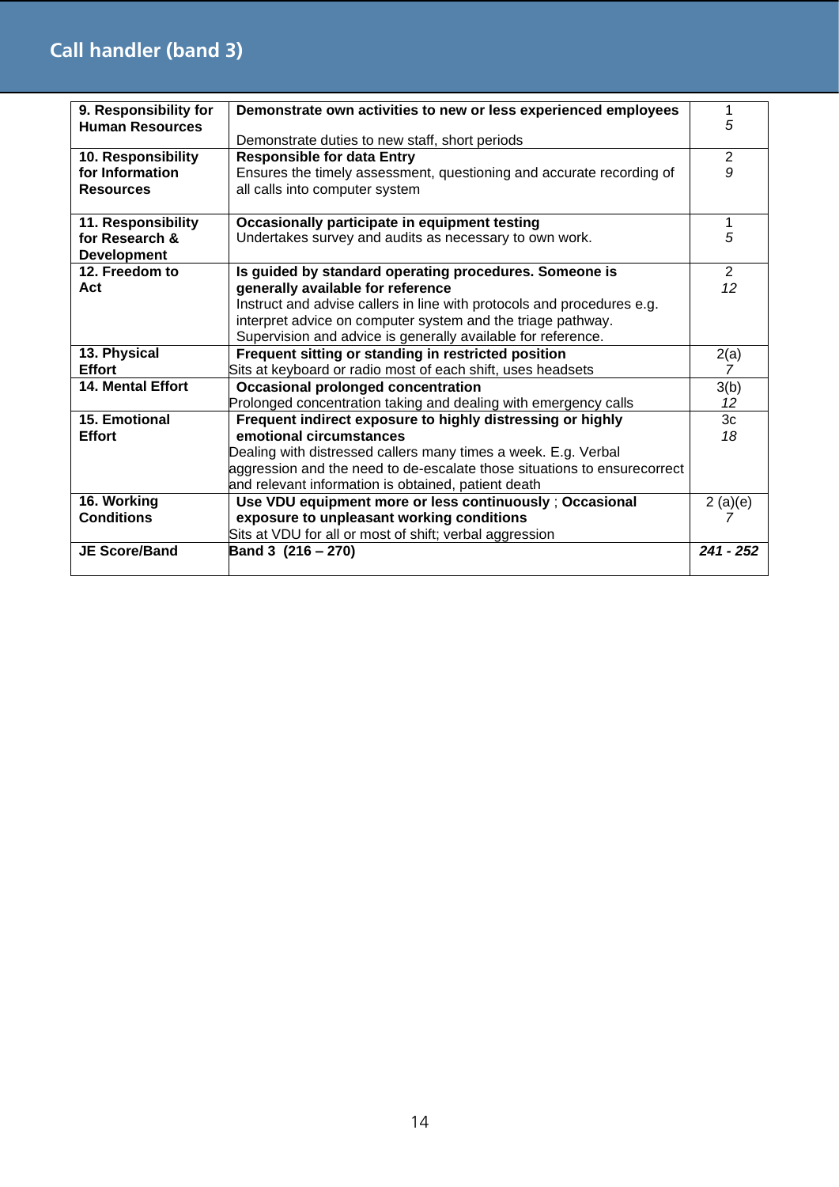## Call handler (band 3)

| | | |
|---|---|---|
| **9. Responsibility for Human Resources** | **Demonstrate own activities to new or less experienced employees**<br><br>Demonstrate duties to new staff, short periods | 1<br>*5* |
| **10. Responsibility for Information Resources** | **Responsible for data Entry**<br>Ensures the timely assessment, questioning and accurate recording of all calls into computer system | 2<br>*9* |
| **11. Responsibility for Research & Development** | **Occasionally participate in equipment testing**<br>Undertakes survey and audits as necessary to own work. | 1<br>*5* |
| **12. Freedom to Act** | **Is guided by standard operating procedures. Someone is generally available for reference**<br>Instruct and advise callers in line with protocols and procedures e.g. interpret advice on computer system and the triage pathway. Supervision and advice is generally available for reference. | 2<br>*12* |
| **13. Physical Effort** | **Frequent sitting or standing in restricted position**<br>Sits at keyboard or radio most of each shift, uses headsets | 2(a)<br>*7* |
| **14. Mental Effort** | **Occasional prolonged concentration**<br>Prolonged concentration taking and dealing with emergency calls | 3(b)<br>*12* |
| **15. Emotional Effort** | **Frequent indirect exposure to highly distressing or highly emotional circumstances**<br>Dealing with distressed callers many times a week. E.g. Verbal aggression and the need to de-escalate those situations to ensurecorrect and relevant information is obtained, patient death | 3c<br>*18* |
| **16. Working Conditions** | **Use VDU equipment more or less continuously** ; **Occasional exposure to unpleasant working conditions**<br>Sits at VDU for all or most of shift; verbal aggression | 2 (a)(e)<br>*7* |
| **JE Score/Band** | **Band 3 (216 – 270)** | ***241 - 252*** |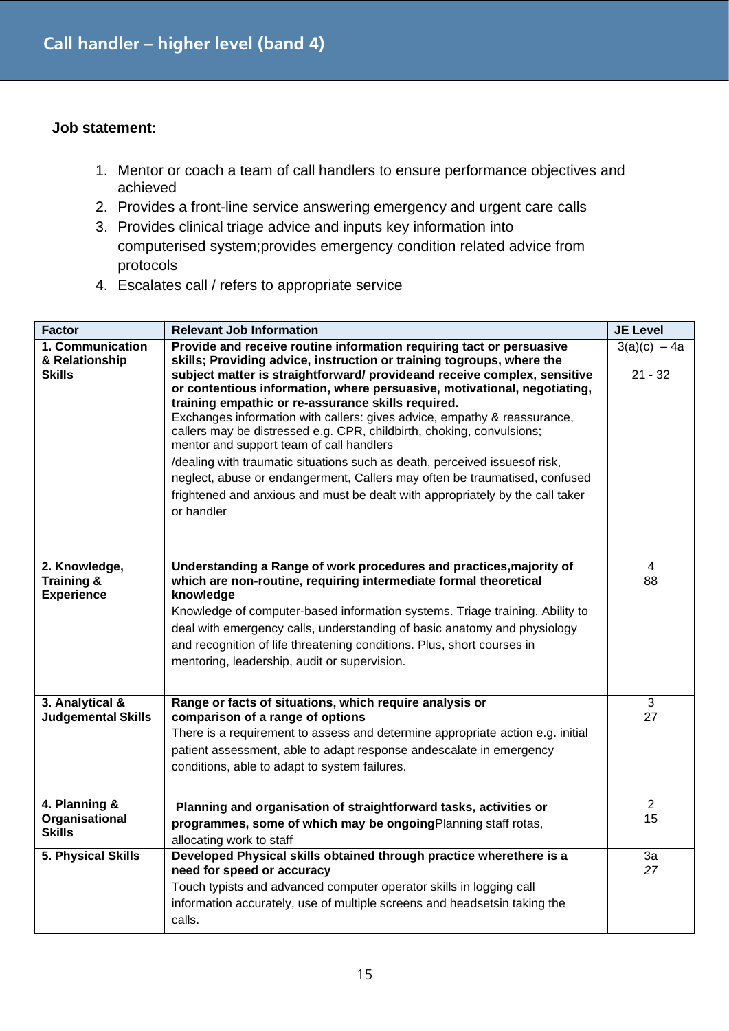# Call handler – higher level (band 4)

**Job statement:**

1. Mentor or coach a team of call handlers to ensure performance objectives and achieved
2. Provides a front-line service answering emergency and urgent care calls
3. Provides clinical triage advice and inputs key information into computerised system;provides emergency condition related advice from protocols
4. Escalates call / refers to appropriate service

| Factor | Relevant Job Information | JE Level |
|---|---|---|
| **1. Communication & Relationship Skills** | **Provide and receive routine information requiring tact or persuasive skills; Providing advice, instruction or training togroups, where the subject matter is straightforward/ provideand receive complex, sensitive or contentious information, where persuasive, motivational, negotiating, training empathic or re-assurance skills required.** Exchanges information with callers: gives advice, empathy & reassurance, callers may be distressed e.g. CPR, childbirth, choking, convulsions; mentor and support team of call handlers /dealing with traumatic situations such as death, perceived issuesof risk, neglect, abuse or endangerment, Callers may often be traumatised, confused frightened and anxious and must be dealt with appropriately by the call taker or handler | 3(a)(c) – 4a<br>21 - 32 |
| **2. Knowledge, Training & Experience** | **Understanding a Range of work procedures and practices,majority of which are non-routine, requiring intermediate formal theoretical knowledge** Knowledge of computer-based information systems. Triage training. Ability to deal with emergency calls, understanding of basic anatomy and physiology and recognition of life threatening conditions. Plus, short courses in mentoring, leadership, audit or supervision. | 4<br>88 |
| **3. Analytical & Judgemental Skills** | **Range or facts of situations, which require analysis or comparison of a range of options** There is a requirement to assess and determine appropriate action e.g. initial patient assessment, able to adapt response andescalate in emergency conditions, able to adapt to system failures. | 3<br>27 |
| **4. Planning & Organisational Skills** | **Planning and organisation of straightforward tasks, activities or programmes, some of which may be ongoing**Planning staff rotas, allocating work to staff | 2<br>15 |
| **5. Physical Skills** | **Developed Physical skills obtained through practice wherethere is a need for speed or accuracy** Touch typists and advanced computer operator skills in logging call information accurately, use of multiple screens and headsetsin taking the calls. | 3a<br>*27* |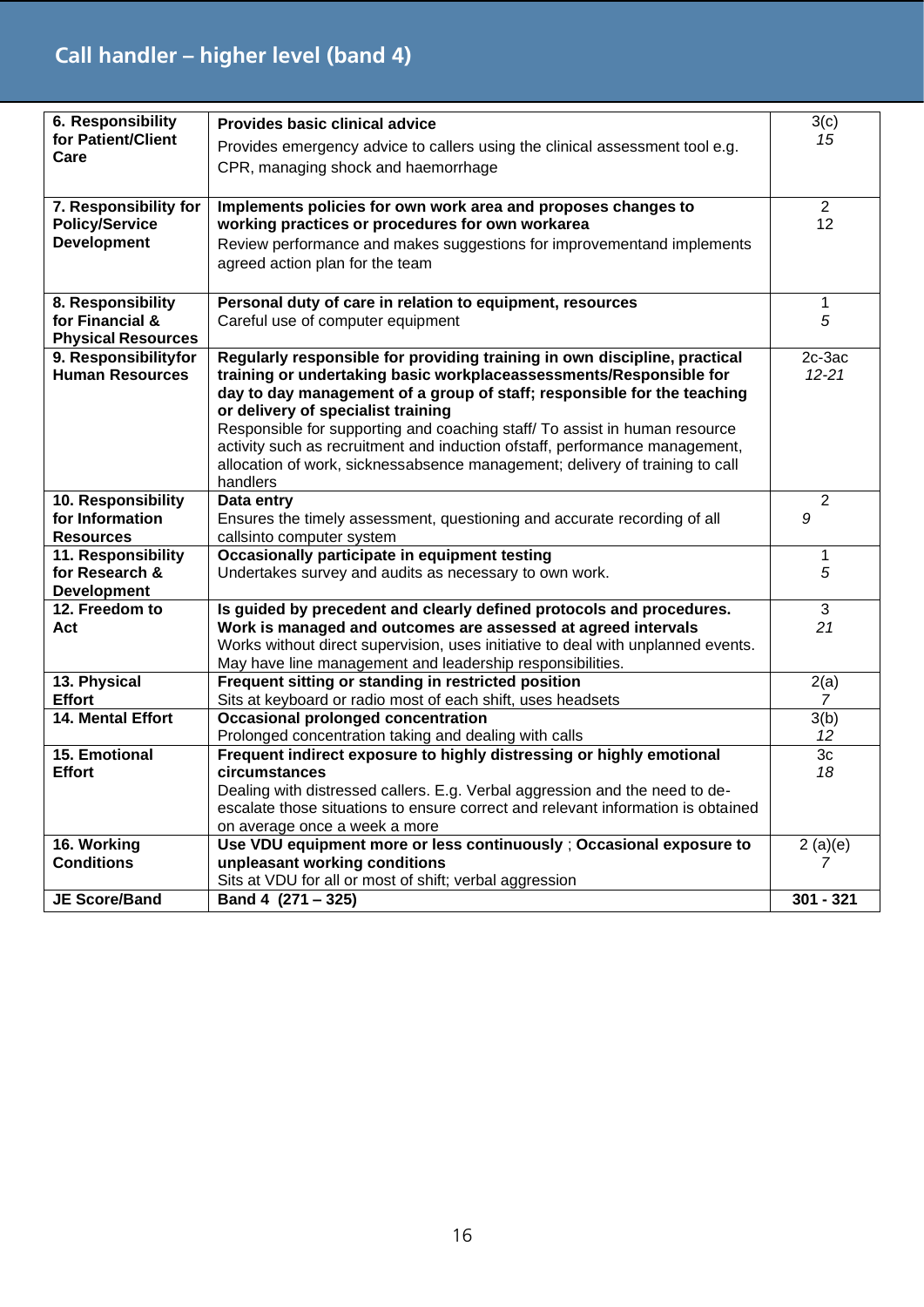## Call handler – higher level (band 4)

| | | |
|---|---|---|
| **6. Responsibility for Patient/Client Care** | **Provides basic clinical advice**<br>Provides emergency advice to callers using the clinical assessment tool e.g. CPR, managing shock and haemorrhage | 3(c)<br>*15* |
| **7. Responsibility for Policy/Service Development** | **Implements policies for own work area and proposes changes to working practices or procedures for own workarea**<br>Review performance and makes suggestions for improvementand implements agreed action plan for the team | 2<br>12 |
| **8. Responsibility for Financial & Physical Resources** | **Personal duty of care in relation to equipment, resources**<br>Careful use of computer equipment | 1<br>*5* |
| **9. Responsibilityfor Human Resources** | **Regularly responsible for providing training in own discipline, practical training or undertaking basic workplaceassessments/Responsible for day to day management of a group of staff; responsible for the teaching or delivery of specialist training**<br>Responsible for supporting and coaching staff/ To assist in human resource activity such as recruitment and induction ofstaff, performance management, allocation of work, sicknessabsence management; delivery of training to call handlers | 2c-3ac<br>*12-21* |
| **10. Responsibility for Information Resources** | **Data entry**<br>Ensures the timely assessment, questioning and accurate recording of all callsinto computer system | 2<br>*9* |
| **11. Responsibility for Research & Development** | **Occasionally participate in equipment testing**<br>Undertakes survey and audits as necessary to own work. | 1<br>*5* |
| **12. Freedom to Act** | **Is guided by precedent and clearly defined protocols and procedures. Work is managed and outcomes are assessed at agreed intervals**<br>Works without direct supervision, uses initiative to deal with unplanned events. May have line management and leadership responsibilities. | 3<br>*21* |
| **13. Physical Effort** | **Frequent sitting or standing in restricted position**<br>Sits at keyboard or radio most of each shift, uses headsets | 2(a)<br>*7* |
| **14. Mental Effort** | **Occasional prolonged concentration**<br>Prolonged concentration taking and dealing with calls | 3(b)<br>*12* |
| **15. Emotional Effort** | **Frequent indirect exposure to highly distressing or highly emotional circumstances**<br>Dealing with distressed callers. E.g. Verbal aggression and the need to de-escalate those situations to ensure correct and relevant information is obtained on average once a week a more | 3c<br>*18* |
| **16. Working Conditions** | **Use VDU equipment more or less continuously** ; **Occasional exposure to unpleasant working conditions**<br>Sits at VDU for all or most of shift; verbal aggression | 2 (a)(e)<br>*7* |
| **JE Score/Band** | **Band 4 (271 – 325)** | **301 - 321** |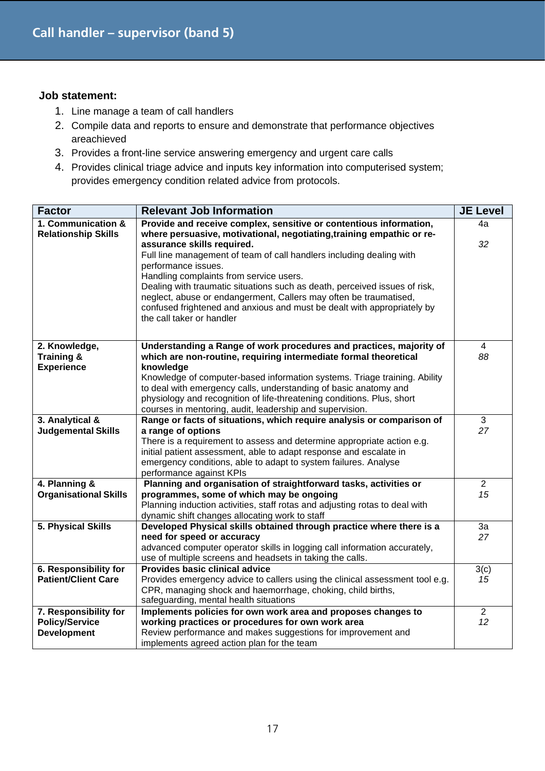## Call handler – supervisor (band 5)

**Job statement:**

1. Line manage a team of call handlers
2. Compile data and reports to ensure and demonstrate that performance objectives areachieved
3. Provides a front-line service answering emergency and urgent care calls
4. Provides clinical triage advice and inputs key information into computerised system; provides emergency condition related advice from protocols.

| Factor | Relevant Job Information | JE Level |
|---|---|---|
| **1. Communication & Relationship Skills** | **Provide and receive complex, sensitive or contentious information, where persuasive, motivational, negotiating,training empathic or re-assurance skills required.**<br>Full line management of team of call handlers including dealing with performance issues.<br>Handling complaints from service users.<br>Dealing with traumatic situations such as death, perceived issues of risk, neglect, abuse or endangerment, Callers may often be traumatised, confused frightened and anxious and must be dealt with appropriately by the call taker or handler | 4a<br><br>*32* |
| **2. Knowledge, Training & Experience** | **Understanding a Range of work procedures and practices, majority of which are non-routine, requiring intermediate formal theoretical knowledge**<br>Knowledge of computer-based information systems. Triage training. Ability to deal with emergency calls, understanding of basic anatomy and physiology and recognition of life-threatening conditions. Plus, short courses in mentoring, audit, leadership and supervision. | 4<br>*88* |
| **3. Analytical & Judgemental Skills** | **Range or facts of situations, which require analysis or comparison of a range of options**<br>There is a requirement to assess and determine appropriate action e.g. initial patient assessment, able to adapt response and escalate in emergency conditions, able to adapt to system failures. Analyse performance against KPIs | 3<br>*27* |
| **4. Planning & Organisational Skills** | **Planning and organisation of straightforward tasks, activities or programmes, some of which may be ongoing**<br>Planning induction activities, staff rotas and adjusting rotas to deal with dynamic shift changes allocating work to staff | 2<br>*15* |
| **5. Physical Skills** | **Developed Physical skills obtained through practice where there is a need for speed or accuracy**<br>advanced computer operator skills in logging call information accurately, use of multiple screens and headsets in taking the calls. | 3a<br>*27* |
| **6. Responsibility for Patient/Client Care** | **Provides basic clinical advice**<br>Provides emergency advice to callers using the clinical assessment tool e.g. CPR, managing shock and haemorrhage, choking, child births, safeguarding, mental health situations | 3(c)<br>*15* |
| **7. Responsibility for Policy/Service Development** | **Implements policies for own work area and proposes changes to working practices or procedures for own work area**<br>Review performance and makes suggestions for improvement and implements agreed action plan for the team | 2<br>*12* |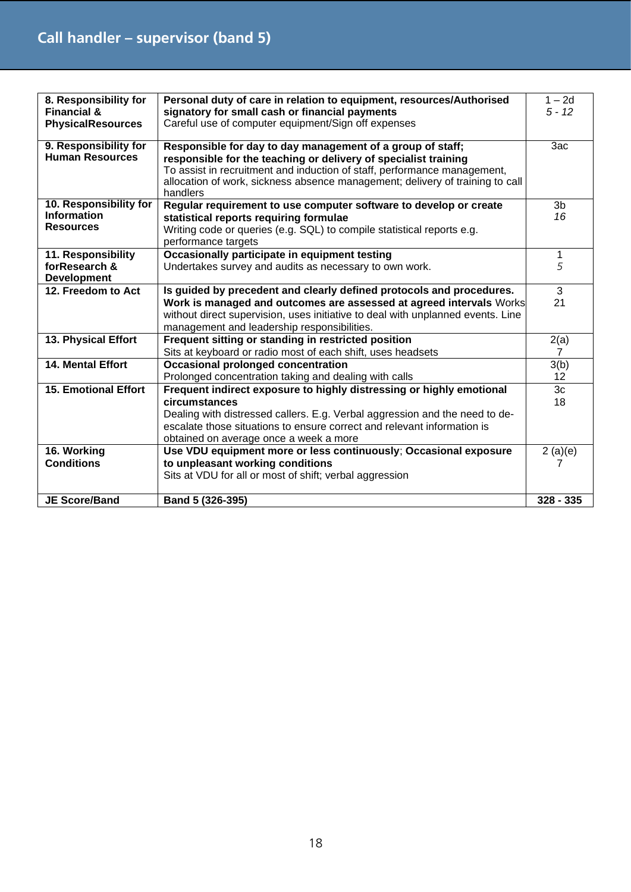## Call handler – supervisor (band 5)

| | | |
|---|---|---|
| **8. Responsibility for Financial & PhysicalResources** | **Personal duty of care in relation to equipment, resources/Authorised signatory for small cash or financial payments**<br>Careful use of computer equipment/Sign off expenses | 1 – 2d<br>*5 - 12* |
| **9. Responsibility for Human Resources** | **Responsible for day to day management of a group of staff; responsible for the teaching or delivery of specialist training**<br>To assist in recruitment and induction of staff, performance management, allocation of work, sickness absence management; delivery of training to call handlers | 3ac |
| **10. Responsibility for Information Resources** | **Regular requirement to use computer software to develop or create statistical reports requiring formulae**<br>Writing code or queries (e.g. SQL) to compile statistical reports e.g. performance targets | 3b<br>*16* |
| **11. Responsibility forResearch & Development** | **Occasionally participate in equipment testing**<br>Undertakes survey and audits as necessary to own work. | 1<br>*5* |
| **12. Freedom to Act** | **Is guided by precedent and clearly defined protocols and procedures. Work is managed and outcomes are assessed at agreed intervals** Works without direct supervision, uses initiative to deal with unplanned events. Line management and leadership responsibilities. | 3<br>21 |
| **13. Physical Effort** | **Frequent sitting or standing in restricted position**<br>Sits at keyboard or radio most of each shift, uses headsets | 2(a)<br>7 |
| **14. Mental Effort** | **Occasional prolonged concentration**<br>Prolonged concentration taking and dealing with calls | 3(b)<br>12 |
| **15. Emotional Effort** | **Frequent indirect exposure to highly distressing or highly emotional circumstances**<br>Dealing with distressed callers. E.g. Verbal aggression and the need to de-escalate those situations to ensure correct and relevant information is obtained on average once a week a more | 3c<br>18 |
| **16. Working Conditions** | **Use VDU equipment more or less continuously**; **Occasional exposure to unpleasant working conditions**<br>Sits at VDU for all or most of shift; verbal aggression | 2 (a)(e)<br>7 |
| **JE Score/Band** | **Band 5 (326-395)** | **328 - 335** |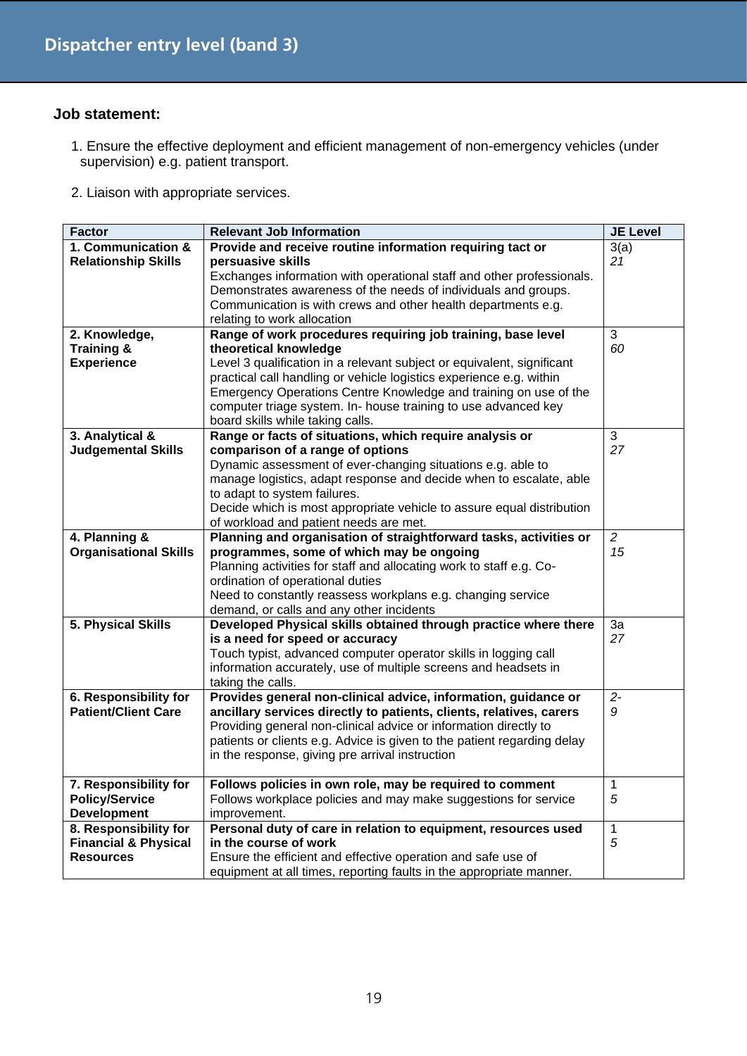# Dispatcher entry level (band 3)

**Job statement:**

1. Ensure the effective deployment and efficient management of non-emergency vehicles (under supervision) e.g. patient transport.
2. Liaison with appropriate services.

| Factor | Relevant Job Information | JE Level |
|---|---|---|
| **1. Communication & Relationship Skills** | **Provide and receive routine information requiring tact or persuasive skills**<br>Exchanges information with operational staff and other professionals. Demonstrates awareness of the needs of individuals and groups. Communication is with crews and other health departments e.g. relating to work allocation | 3(a)<br>*21* |
| **2. Knowledge, Training & Experience** | **Range of work procedures requiring job training, base level theoretical knowledge**<br>Level 3 qualification in a relevant subject or equivalent, significant practical call handling or vehicle logistics experience e.g. within Emergency Operations Centre Knowledge and training on use of the computer triage system. In- house training to use advanced key board skills while taking calls. | 3<br>*60* |
| **3. Analytical & Judgemental Skills** | **Range or facts of situations, which require analysis or comparison of a range of options**<br>Dynamic assessment of ever-changing situations e.g. able to manage logistics, adapt response and decide when to escalate, able to adapt to system failures.<br>Decide which is most appropriate vehicle to assure equal distribution of workload and patient needs are met. | 3<br>*27* |
| **4. Planning & Organisational Skills** | **Planning and organisation of straightforward tasks, activities or programmes, some of which may be ongoing**<br>Planning activities for staff and allocating work to staff e.g. Co-ordination of operational duties<br>Need to constantly reassess workplans e.g. changing service demand, or calls and any other incidents | *2*<br>*15* |
| **5. Physical Skills** | **Developed Physical skills obtained through practice where there is a need for speed or accuracy**<br>Touch typist, advanced computer operator skills in logging call information accurately, use of multiple screens and headsets in taking the calls. | 3a<br>*27* |
| **6. Responsibility for Patient/Client Care** | **Provides general non-clinical advice, information, guidance or ancillary services directly to patients, clients, relatives, carers**<br>Providing general non-clinical advice or information directly to patients or clients e.g. Advice is given to the patient regarding delay in the response, giving pre arrival instruction | *2-*<br>*9* |
| **7. Responsibility for Policy/Service Development** | **Follows policies in own role, may be required to comment**<br>Follows workplace policies and may make suggestions for service improvement. | 1<br>*5* |
| **8. Responsibility for Financial & Physical Resources** | **Personal duty of care in relation to equipment, resources used in the course of work**<br>Ensure the efficient and effective operation and safe use of equipment at all times, reporting faults in the appropriate manner. | 1<br>*5* |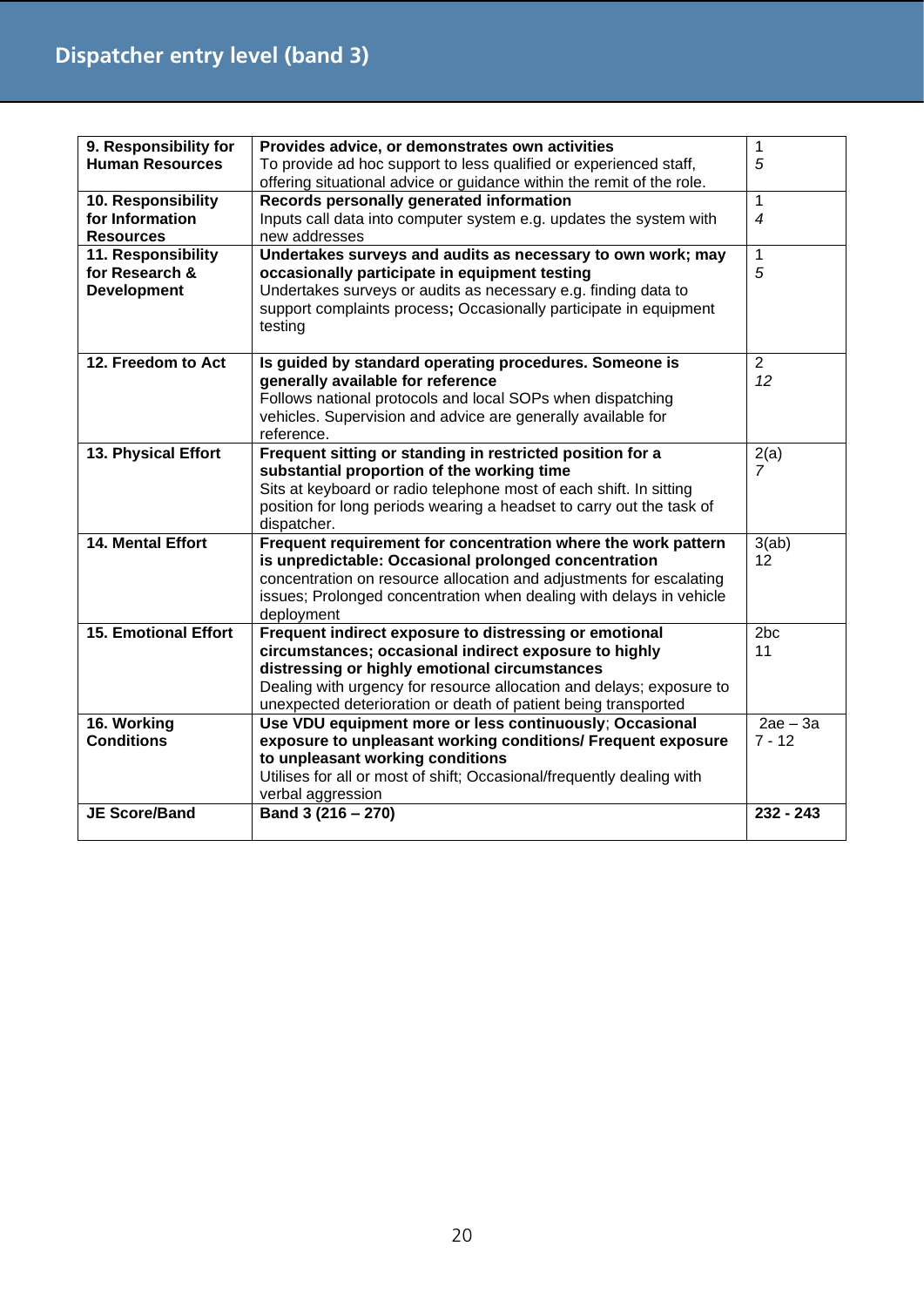## Dispatcher entry level (band 3)

| | | |
|---|---|---|
| **9. Responsibility for Human Resources** | **Provides advice, or demonstrates own activities**<br>To provide ad hoc support to less qualified or experienced staff, offering situational advice or guidance within the remit of the role. | 1<br>*5* |
| **10. Responsibility for Information Resources** | **Records personally generated information**<br>Inputs call data into computer system e.g. updates the system with new addresses | 1<br>*4* |
| **11. Responsibility for Research & Development** | **Undertakes surveys and audits as necessary to own work; may occasionally participate in equipment testing**<br>Undertakes surveys or audits as necessary e.g. finding data to support complaints process**;** Occasionally participate in equipment testing | 1<br>*5* |
| **12. Freedom to Act** | **Is guided by standard operating procedures. Someone is generally available for reference**<br>Follows national protocols and local SOPs when dispatching vehicles. Supervision and advice are generally available for reference. | 2<br>*12* |
| **13. Physical Effort** | **Frequent sitting or standing in restricted position for a substantial proportion of the working time**<br>Sits at keyboard or radio telephone most of each shift. In sitting position for long periods wearing a headset to carry out the task of dispatcher. | 2(a)<br>*7* |
| **14. Mental Effort** | **Frequent requirement for concentration where the work pattern is unpredictable: Occasional prolonged concentration**<br>concentration on resource allocation and adjustments for escalating issues; Prolonged concentration when dealing with delays in vehicle deployment | 3(ab)<br>12 |
| **15. Emotional Effort** | **Frequent indirect exposure to distressing or emotional circumstances; occasional indirect exposure to highly distressing or highly emotional circumstances**<br>Dealing with urgency for resource allocation and delays; exposure to unexpected deterioration or death of patient being transported | 2bc<br>11 |
| **16. Working Conditions** | **Use VDU equipment more or less continuously**; **Occasional exposure to unpleasant working conditions/ Frequent exposure to unpleasant working conditions**<br>Utilises for all or most of shift; Occasional/frequently dealing with verbal aggression | 2ae – 3a<br>7 - 12 |
| **JE Score/Band** | **Band 3 (216 – 270)** | **232 - 243** |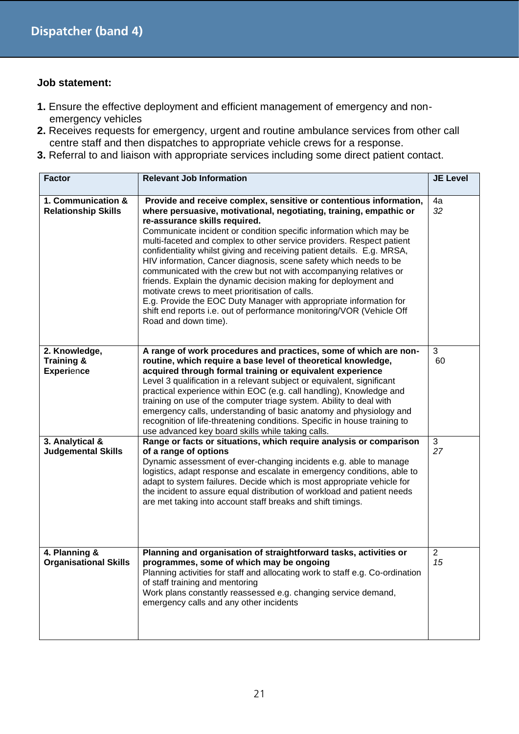## Dispatcher (band 4)

**Job statement:**

1. Ensure the effective deployment and efficient management of emergency and non-emergency vehicles
2. Receives requests for emergency, urgent and routine ambulance services from other call centre staff and then dispatches to appropriate vehicle crews for a response.
3. Referral to and liaison with appropriate services including some direct patient contact.

| Factor | Relevant Job Information | JE Level |
|---|---|---|
| **1. Communication & Relationship Skills** | **Provide and receive complex, sensitive or contentious information, where persuasive, motivational, negotiating, training, empathic or re-assurance skills required.** Communicate incident or condition specific information which may be multi-faceted and complex to other service providers. Respect patient confidentiality whilst giving and receiving patient details. E.g. MRSA, HIV information, Cancer diagnosis, scene safety which needs to be communicated with the crew but not with accompanying relatives or friends. Explain the dynamic decision making for deployment and motivate crews to meet prioritisation of calls. E.g. Provide the EOC Duty Manager with appropriate information for shift end reports i.e. out of performance monitoring/VOR (Vehicle Off Road and down time). | 4a *32* |
| **2. Knowledge, Training & Experience** | **A range of work procedures and practices, some of which are non-routine, which require a base level of theoretical knowledge, acquired through formal training or equivalent experience** Level 3 qualification in a relevant subject or equivalent, significant practical experience within EOC (e.g. call handling), Knowledge and training on use of the computer triage system. Ability to deal with emergency calls, understanding of basic anatomy and physiology and recognition of life-threatening conditions. Specific in house training to use advanced key board skills while taking calls. | 3 60 |
| **3. Analytical & Judgemental Skills** | **Range or facts or situations, which require analysis or comparison of a range of options** Dynamic assessment of ever-changing incidents e.g. able to manage logistics, adapt response and escalate in emergency conditions, able to adapt to system failures. Decide which is most appropriate vehicle for the incident to assure equal distribution of workload and patient needs are met taking into account staff breaks and shift timings. | 3 *27* |
| **4. Planning & Organisational Skills** | **Planning and organisation of straightforward tasks, activities or programmes, some of which may be ongoing** Planning activities for staff and allocating work to staff e.g. Co-ordination of staff training and mentoring Work plans constantly reassessed e.g. changing service demand, emergency calls and any other incidents | 2 *15* |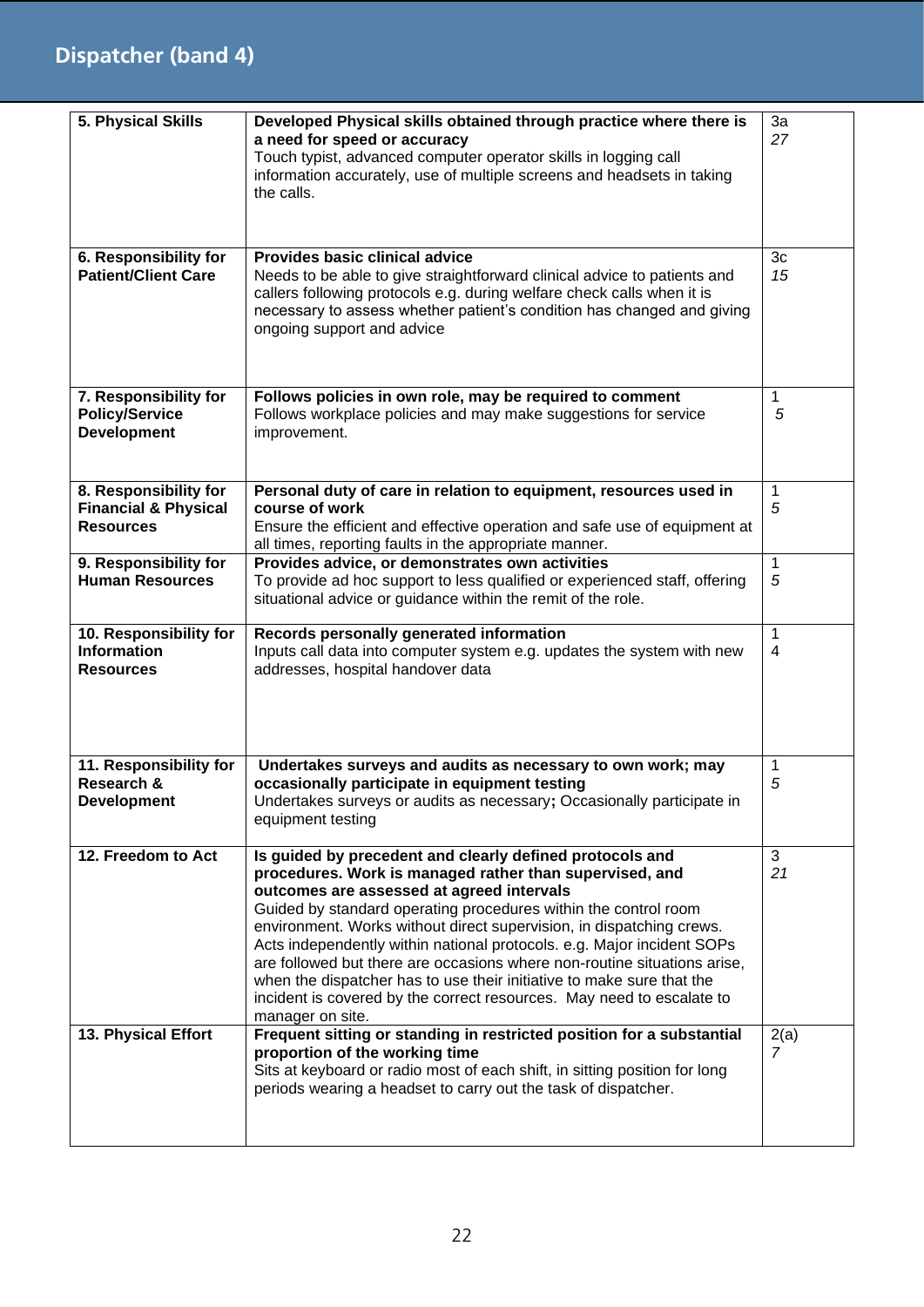## Dispatcher (band 4)

| | | |
|---|---|---|
| **5. Physical Skills** | **Developed Physical skills obtained through practice where there is a need for speed or accuracy**<br>Touch typist, advanced computer operator skills in logging call information accurately, use of multiple screens and headsets in taking the calls. | 3a<br>*27* |
| **6. Responsibility for Patient/Client Care** | **Provides basic clinical advice**<br>Needs to be able to give straightforward clinical advice to patients and callers following protocols e.g. during welfare check calls when it is necessary to assess whether patient's condition has changed and giving ongoing support and advice | 3c<br>*15* |
| **7. Responsibility for Policy/Service Development** | **Follows policies in own role, may be required to comment**<br>Follows workplace policies and may make suggestions for service improvement. | 1<br>*5* |
| **8. Responsibility for Financial & Physical Resources** | **Personal duty of care in relation to equipment, resources used in course of work**<br>Ensure the efficient and effective operation and safe use of equipment at all times, reporting faults in the appropriate manner. | 1<br>*5* |
| **9. Responsibility for Human Resources** | **Provides advice, or demonstrates own activities**<br>To provide ad hoc support to less qualified or experienced staff, offering situational advice or guidance within the remit of the role. | 1<br>*5* |
| **10. Responsibility for Information Resources** | **Records personally generated information**<br>Inputs call data into computer system e.g. updates the system with new addresses, hospital handover data | 1<br>4 |
| **11. Responsibility for Research & Development** | **Undertakes surveys and audits as necessary to own work; may occasionally participate in equipment testing**<br>Undertakes surveys or audits as necessary**;** Occasionally participate in equipment testing | 1<br>*5* |
| **12. Freedom to Act** | **Is guided by precedent and clearly defined protocols and procedures. Work is managed rather than supervised, and outcomes are assessed at agreed intervals**<br>Guided by standard operating procedures within the control room environment. Works without direct supervision, in dispatching crews. Acts independently within national protocols. e.g. Major incident SOPs are followed but there are occasions where non-routine situations arise, when the dispatcher has to use their initiative to make sure that the incident is covered by the correct resources. May need to escalate to manager on site. | 3<br>*21* |
| **13. Physical Effort** | **Frequent sitting or standing in restricted position for a substantial proportion of the working time**<br>Sits at keyboard or radio most of each shift, in sitting position for long periods wearing a headset to carry out the task of dispatcher. | 2(a)<br>*7* |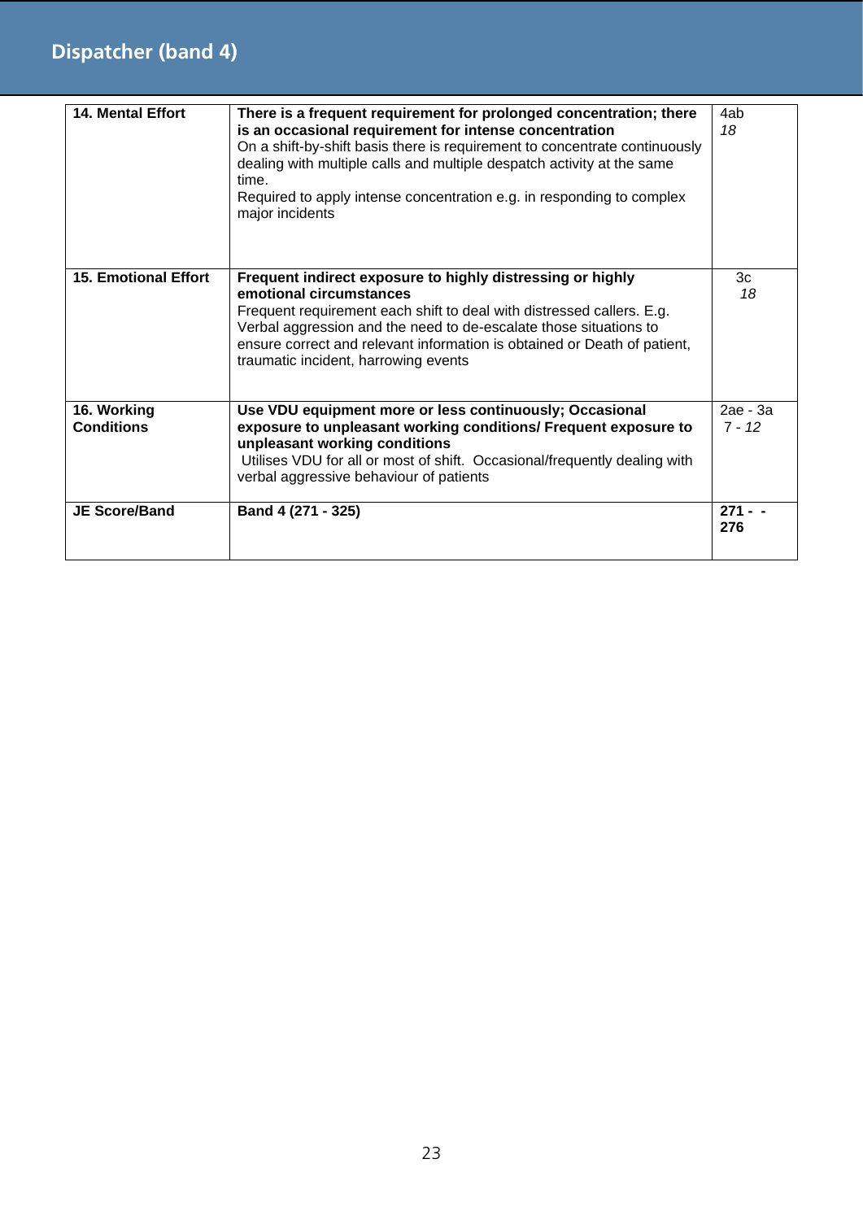## Dispatcher (band 4)

| | | |
|---|---|---|
| **14. Mental Effort** | **There is a frequent requirement for prolonged concentration; there is an occasional requirement for intense concentration**<br>On a shift-by-shift basis there is requirement to concentrate continuously dealing with multiple calls and multiple despatch activity at the same time.<br>Required to apply intense concentration e.g. in responding to complex major incidents | 4ab<br>*18* |
| **15. Emotional Effort** | **Frequent indirect exposure to highly distressing or highly emotional circumstances**<br>Frequent requirement each shift to deal with distressed callers. E.g. Verbal aggression and the need to de-escalate those situations to ensure correct and relevant information is obtained or Death of patient, traumatic incident, harrowing events | 3c<br>*18* |
| **16. Working Conditions** | **Use VDU equipment more or less continuously; Occasional exposure to unpleasant working conditions/ Frequent exposure to unpleasant working conditions**<br>Utilises VDU for all or most of shift. Occasional/frequently dealing with verbal aggressive behaviour of patients | 2ae - 3a<br>7 - *12* |
| **JE Score/Band** | **Band 4 (271 - 325)** | **271 - - 276** |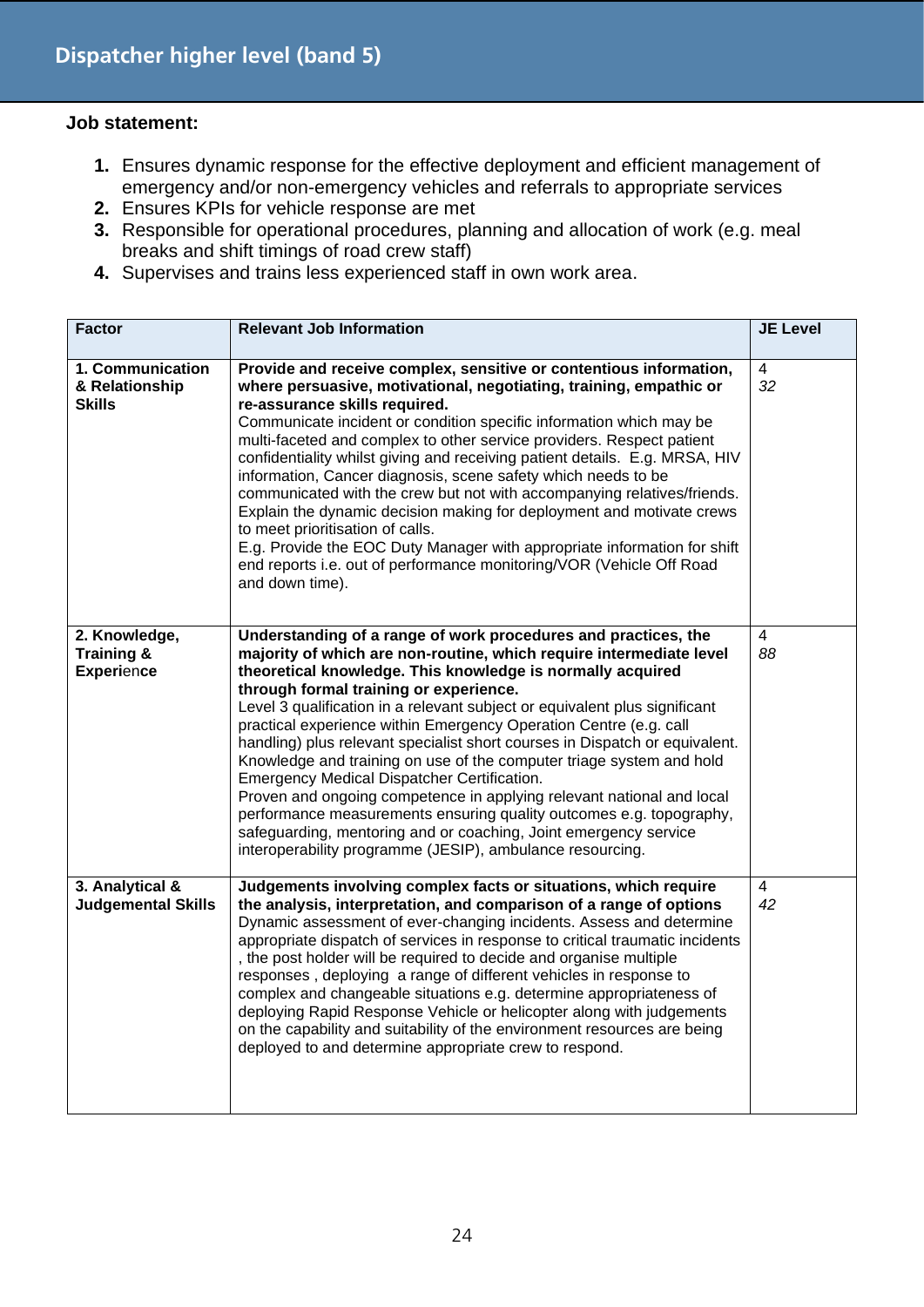# Dispatcher higher level (band 5)

**Job statement:**

1. Ensures dynamic response for the effective deployment and efficient management of emergency and/or non-emergency vehicles and referrals to appropriate services
2. Ensures KPIs for vehicle response are met
3. Responsible for operational procedures, planning and allocation of work (e.g. meal breaks and shift timings of road crew staff)
4. Supervises and trains less experienced staff in own work area.

| Factor | Relevant Job Information | JE Level |
|---|---|---|
| **1. Communication & Relationship Skills** | **Provide and receive complex, sensitive or contentious information, where persuasive, motivational, negotiating, training, empathic or re-assurance skills required.**<br>Communicate incident or condition specific information which may be multi-faceted and complex to other service providers. Respect patient confidentiality whilst giving and receiving patient details. E.g. MRSA, HIV information, Cancer diagnosis, scene safety which needs to be communicated with the crew but not with accompanying relatives/friends. Explain the dynamic decision making for deployment and motivate crews to meet prioritisation of calls.<br>E.g. Provide the EOC Duty Manager with appropriate information for shift end reports i.e. out of performance monitoring/VOR (Vehicle Off Road and down time). | 4<br>*32* |
| **2. Knowledge, Training & Experience** | **Understanding of a range of work procedures and practices, the majority of which are non-routine, which require intermediate level theoretical knowledge. This knowledge is normally acquired through formal training or experience.**<br>Level 3 qualification in a relevant subject or equivalent plus significant practical experience within Emergency Operation Centre (e.g. call handling) plus relevant specialist short courses in Dispatch or equivalent. Knowledge and training on use of the computer triage system and hold Emergency Medical Dispatcher Certification.<br>Proven and ongoing competence in applying relevant national and local performance measurements ensuring quality outcomes e.g. topography, safeguarding, mentoring and or coaching, Joint emergency service interoperability programme (JESIP), ambulance resourcing. | 4<br>*88* |
| **3. Analytical & Judgemental Skills** | **Judgements involving complex facts or situations, which require the analysis, interpretation, and comparison of a range of options**<br>Dynamic assessment of ever-changing incidents. Assess and determine appropriate dispatch of services in response to critical traumatic incidents , the post holder will be required to decide and organise multiple responses , deploying a range of different vehicles in response to complex and changeable situations e.g. determine appropriateness of deploying Rapid Response Vehicle or helicopter along with judgements on the capability and suitability of the environment resources are being deployed to and determine appropriate crew to respond. | 4<br>*42* |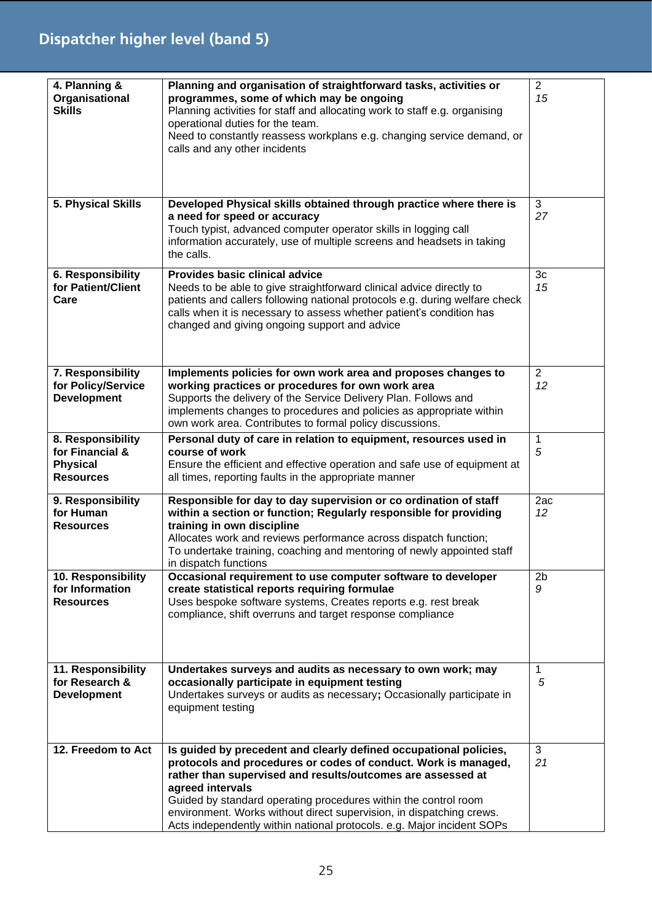## Dispatcher higher level (band 5)

| | | |
|---|---|---|
| **4. Planning & Organisational Skills** | **Planning and organisation of straightforward tasks, activities or programmes, some of which may be ongoing**<br>Planning activities for staff and allocating work to staff e.g. organising operational duties for the team.<br>Need to constantly reassess workplans e.g. changing service demand, or calls and any other incidents | 2<br>*15* |
| **5. Physical Skills** | **Developed Physical skills obtained through practice where there is a need for speed or accuracy**<br>Touch typist, advanced computer operator skills in logging call information accurately, use of multiple screens and headsets in taking the calls. | 3<br>*27* |
| **6. Responsibility for Patient/Client Care** | **Provides basic clinical advice**<br>Needs to be able to give straightforward clinical advice directly to patients and callers following national protocols e.g. during welfare check calls when it is necessary to assess whether patient's condition has changed and giving ongoing support and advice | 3c<br>*15* |
| **7. Responsibility for Policy/Service Development** | **Implements policies for own work area and proposes changes to working practices or procedures for own work area**<br>Supports the delivery of the Service Delivery Plan. Follows and implements changes to procedures and policies as appropriate within own work area. Contributes to formal policy discussions. | 2<br>*12* |
| **8. Responsibility for Financial & Physical Resources** | **Personal duty of care in relation to equipment, resources used in course of work**<br>Ensure the efficient and effective operation and safe use of equipment at all times, reporting faults in the appropriate manner | 1<br>*5* |
| **9. Responsibility for Human Resources** | **Responsible for day to day supervision or co ordination of staff within a section or function; Regularly responsible for providing training in own discipline**<br>Allocates work and reviews performance across dispatch function;<br>To undertake training, coaching and mentoring of newly appointed staff in dispatch functions | 2ac<br>*12* |
| **10. Responsibility for Information Resources** | **Occasional requirement to use computer software to developer create statistical reports requiring formulae**<br>Uses bespoke software systems, Creates reports e.g. rest break compliance, shift overruns and target response compliance | 2b<br>*9* |
| **11. Responsibility for Research & Development** | **Undertakes surveys and audits as necessary to own work; may occasionally participate in equipment testing**<br>Undertakes surveys or audits as necessary**;** Occasionally participate in equipment testing | 1<br>*5* |
| **12. Freedom to Act** | **Is guided by precedent and clearly defined occupational policies, protocols and procedures or codes of conduct. Work is managed, rather than supervised and results/outcomes are assessed at agreed intervals**<br>Guided by standard operating procedures within the control room environment. Works without direct supervision, in dispatching crews. Acts independently within national protocols. e.g. Major incident SOPs | 3<br>*21* |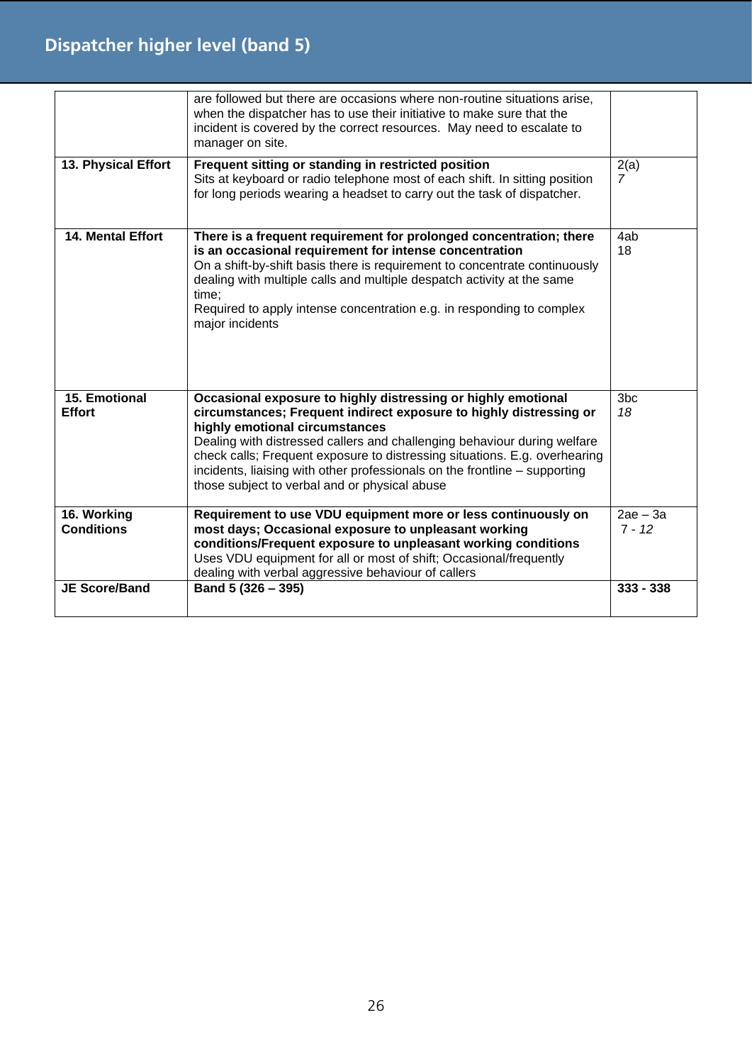## Dispatcher higher level (band 5)

| | | |
|---|---|---|
| | are followed but there are occasions where non-routine situations arise, when the dispatcher has to use their initiative to make sure that the incident is covered by the correct resources. May need to escalate to manager on site. | |
| **13. Physical Effort** | **Frequent sitting or standing in restricted position** Sits at keyboard or radio telephone most of each shift. In sitting position for long periods wearing a headset to carry out the task of dispatcher. | 2(a) *7* |
| **14. Mental Effort** | **There is a frequent requirement for prolonged concentration; there is an occasional requirement for intense concentration** On a shift-by-shift basis there is requirement to concentrate continuously dealing with multiple calls and multiple despatch activity at the same time; Required to apply intense concentration e.g. in responding to complex major incidents | 4ab 18 |
| **15. Emotional Effort** | **Occasional exposure to highly distressing or highly emotional circumstances; Frequent indirect exposure to highly distressing or highly emotional circumstances** Dealing with distressed callers and challenging behaviour during welfare check calls; Frequent exposure to distressing situations. E.g. overhearing incidents, liaising with other professionals on the frontline – supporting those subject to verbal and or physical abuse | 3bc *18* |
| **16. Working Conditions** | **Requirement to use VDU equipment more or less continuously on most days; Occasional exposure to unpleasant working conditions/Frequent exposure to unpleasant working conditions** Uses VDU equipment for all or most of shift; Occasional/frequently dealing with verbal aggressive behaviour of callers | 2ae – 3a *7 - 12* |
| **JE Score/Band** | **Band 5 (326 – 395)** | **333 - 338** |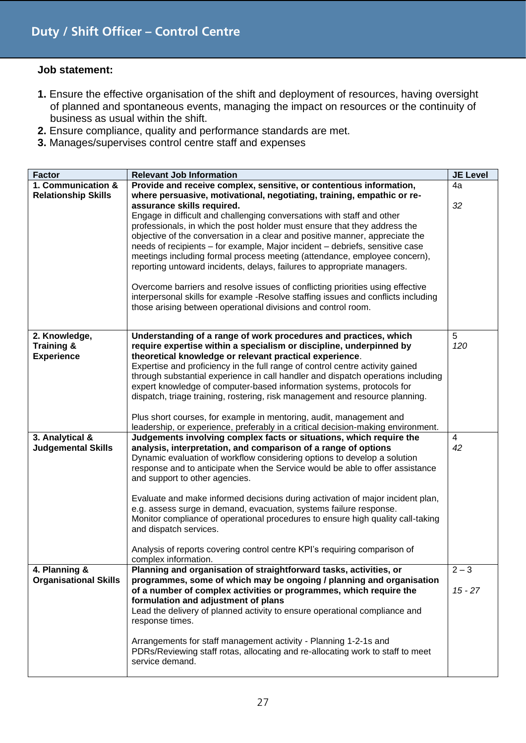## Duty / Shift Officer – Control Centre

**Job statement:**

1. Ensure the effective organisation of the shift and deployment of resources, having oversight of planned and spontaneous events, managing the impact on resources or the continuity of business as usual within the shift.
2. Ensure compliance, quality and performance standards are met.
3. Manages/supervises control centre staff and expenses

| Factor | Relevant Job Information | JE Level |
|---|---|---|
| **1. Communication & Relationship Skills** | **Provide and receive complex, sensitive, or contentious information, where persuasive, motivational, negotiating, training, empathic or re-assurance skills required.**<br>Engage in difficult and challenging conversations with staff and other professionals, in which the post holder must ensure that they address the objective of the conversation in a clear and positive manner, appreciate the needs of recipients – for example, Major incident – debriefs, sensitive case meetings including formal process meeting (attendance, employee concern), reporting untoward incidents, delays, failures to appropriate managers.<br><br>Overcome barriers and resolve issues of conflicting priorities using effective interpersonal skills for example -Resolve staffing issues and conflicts including those arising between operational divisions and control room. | 4a<br><br>*32* |
| **2. Knowledge, Training & Experience** | **Understanding of a range of work procedures and practices, which require expertise within a specialism or discipline, underpinned by theoretical knowledge or relevant practical experience**.<br>Expertise and proficiency in the full range of control centre activity gained through substantial experience in call handler and dispatch operations including expert knowledge of computer-based information systems, protocols for dispatch, triage training, rostering, risk management and resource planning.<br><br>Plus short courses, for example in mentoring, audit, management and leadership, or experience, preferably in a critical decision-making environment. | 5<br>*120* |
| **3. Analytical & Judgemental Skills** | **Judgements involving complex facts or situations, which require the analysis, interpretation, and comparison of a range of options**<br>Dynamic evaluation of workflow considering options to develop a solution response and to anticipate when the Service would be able to offer assistance and support to other agencies.<br><br>Evaluate and make informed decisions during activation of major incident plan, e.g. assess surge in demand, evacuation, systems failure response.<br>Monitor compliance of operational procedures to ensure high quality call-taking and dispatch services.<br><br>Analysis of reports covering control centre KPI's requiring comparison of complex information. | 4<br>*42* |
| **4. Planning & Organisational Skills** | **Planning and organisation of straightforward tasks, activities, or programmes, some of which may be ongoing / planning and organisation of a number of complex activities or programmes, which require the formulation and adjustment of plans**<br>Lead the delivery of planned activity to ensure operational compliance and response times.<br><br>Arrangements for staff management activity - Planning 1-2-1s and PDRs/Reviewing staff rotas, allocating and re-allocating work to staff to meet service demand. | 2 – 3<br><br>*15 - 27* |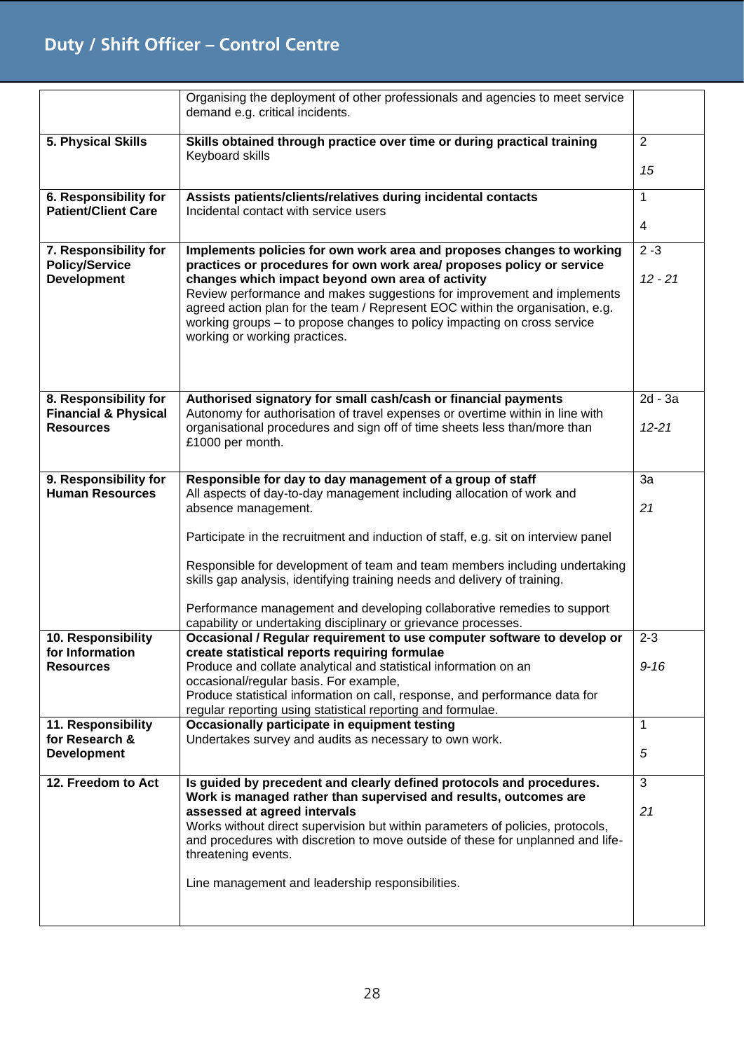# Duty / Shift Officer – Control Centre

| | | |
|---|---|---|
| | Organising the deployment of other professionals and agencies to meet service demand e.g. critical incidents. | |
| **5. Physical Skills** | **Skills obtained through practice over time or during practical training**<br>Keyboard skills | 2<br><br>*15* |
| **6. Responsibility for Patient/Client Care** | **Assists patients/clients/relatives during incidental contacts**<br>Incidental contact with service users | 1<br><br>4 |
| **7. Responsibility for Policy/Service Development** | **Implements policies for own work area and proposes changes to working practices or procedures for own work area/ proposes policy or service changes which impact beyond own area of activity**<br>Review performance and makes suggestions for improvement and implements agreed action plan for the team / Represent EOC within the organisation, e.g. working groups – to propose changes to policy impacting on cross service working or working practices. | 2 -3<br><br>*12 - 21* |
| **8. Responsibility for Financial & Physical Resources** | **Authorised signatory for small cash/cash or financial payments**<br>Autonomy for authorisation of travel expenses or overtime within in line with organisational procedures and sign off of time sheets less than/more than £1000 per month. | 2d - 3a<br><br>*12-21* |
| **9. Responsibility for Human Resources** | **Responsible for day to day management of a group of staff**<br>All aspects of day-to-day management including allocation of work and absence management.<br><br>Participate in the recruitment and induction of staff, e.g. sit on interview panel<br><br>Responsible for development of team and team members including undertaking skills gap analysis, identifying training needs and delivery of training.<br><br>Performance management and developing collaborative remedies to support capability or undertaking disciplinary or grievance processes. | 3a<br><br>*21* |
| **10. Responsibility for Information Resources** | **Occasional / Regular requirement to use computer software to develop or create statistical reports requiring formulae**<br>Produce and collate analytical and statistical information on an occasional/regular basis. For example,<br>Produce statistical information on call, response, and performance data for regular reporting using statistical reporting and formulae. | 2-3<br><br>*9-16* |
| **11. Responsibility for Research & Development** | **Occasionally participate in equipment testing**<br>Undertakes survey and audits as necessary to own work. | 1<br><br>*5* |
| **12. Freedom to Act** | **Is guided by precedent and clearly defined protocols and procedures. Work is managed rather than supervised and results, outcomes are assessed at agreed intervals**<br>Works without direct supervision but within parameters of policies, protocols, and procedures with discretion to move outside of these for unplanned and life-threatening events.<br><br>Line management and leadership responsibilities. | 3<br><br>*21* |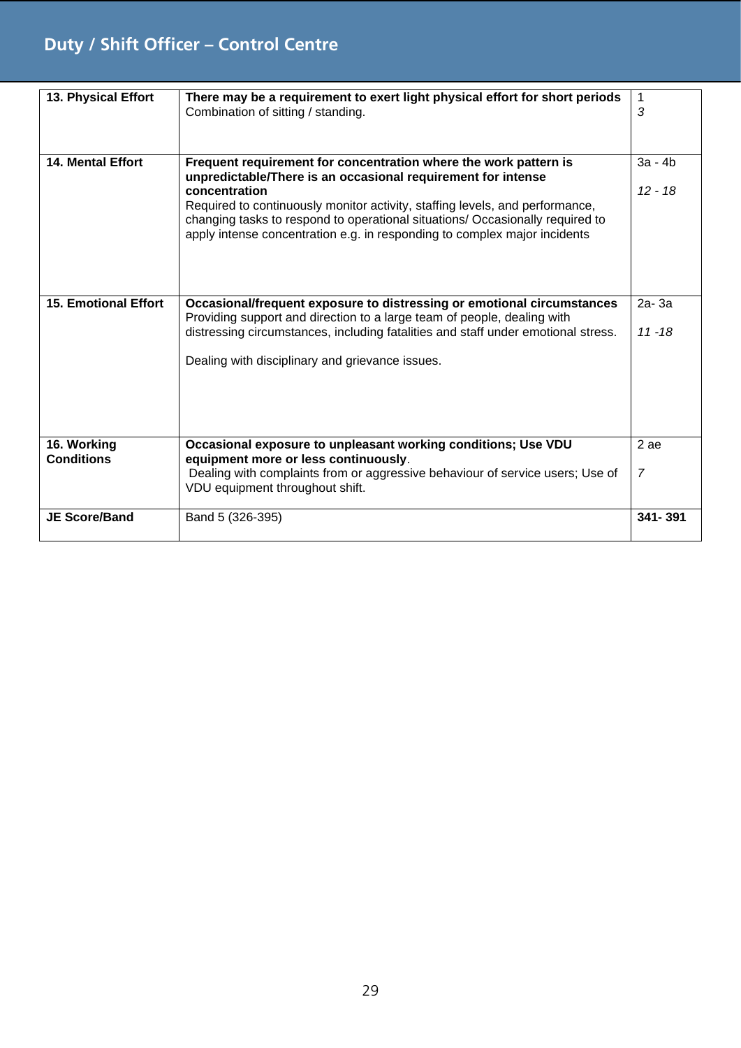## Duty / Shift Officer – Control Centre

| | | |
|---|---|---|
| **13. Physical Effort** | **There may be a requirement to exert light physical effort for short periods**<br>Combination of sitting / standing. | 1<br>*3* |
| **14. Mental Effort** | **Frequent requirement for concentration where the work pattern is unpredictable/There is an occasional requirement for intense concentration**<br>Required to continuously monitor activity, staffing levels, and performance, changing tasks to respond to operational situations/ Occasionally required to apply intense concentration e.g. in responding to complex major incidents | 3a - 4b<br>*12 - 18* |
| **15. Emotional Effort** | **Occasional/frequent exposure to distressing or emotional circumstances**<br>Providing support and direction to a large team of people, dealing with distressing circumstances, including fatalities and staff under emotional stress.<br><br>Dealing with disciplinary and grievance issues. | 2a- 3a<br>*11 -18* |
| **16. Working Conditions** | **Occasional exposure to unpleasant working conditions; Use VDU equipment more or less continuously**.<br>Dealing with complaints from or aggressive behaviour of service users; Use of VDU equipment throughout shift. | 2 ae<br>*7* |
| **JE Score/Band** | Band 5 (326-395) | **341- 391** |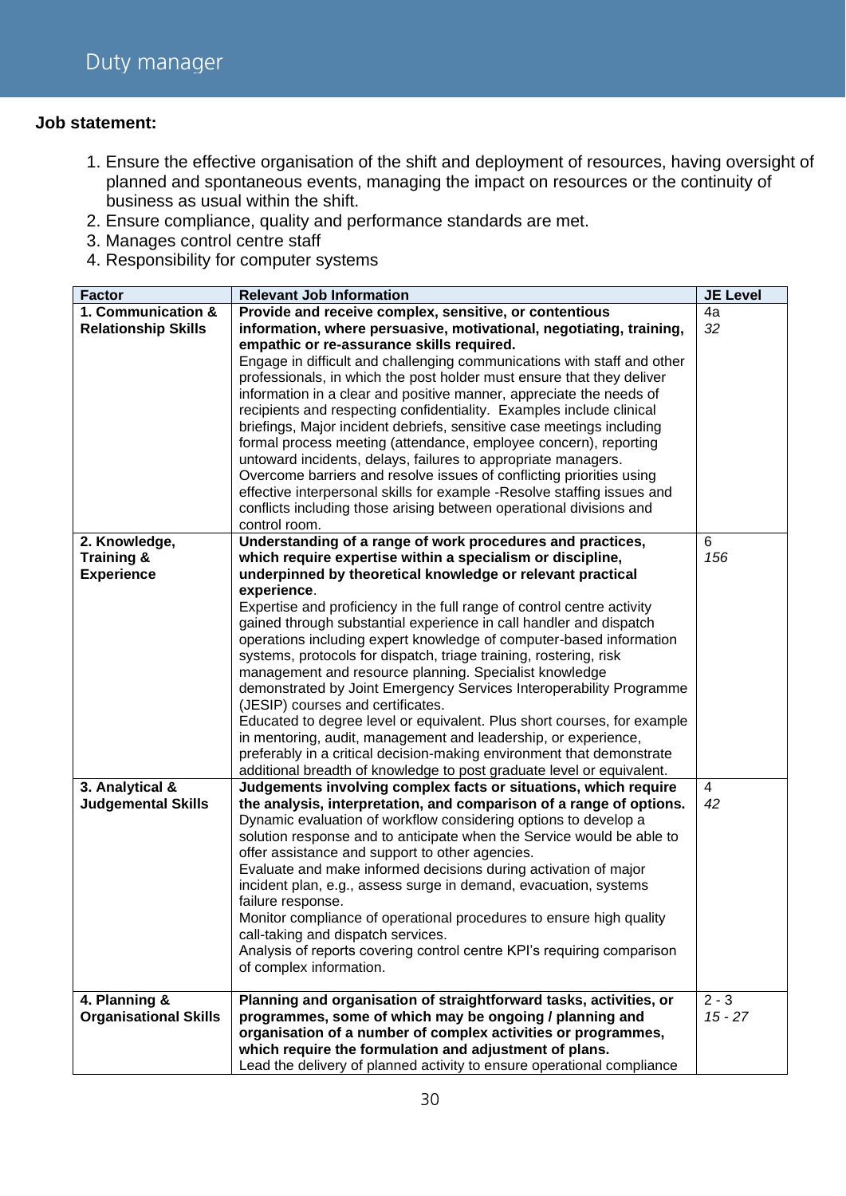# Duty manager

**Job statement:**

1. Ensure the effective organisation of the shift and deployment of resources, having oversight of planned and spontaneous events, managing the impact on resources or the continuity of business as usual within the shift.
2. Ensure compliance, quality and performance standards are met.
3. Manages control centre staff
4. Responsibility for computer systems

| Factor | Relevant Job Information | JE Level |
|---|---|---|
| **1. Communication & Relationship Skills** | **Provide and receive complex, sensitive, or contentious information, where persuasive, motivational, negotiating, training, empathic or re-assurance skills required.**<br>Engage in difficult and challenging communications with staff and other professionals, in which the post holder must ensure that they deliver information in a clear and positive manner, appreciate the needs of recipients and respecting confidentiality. Examples include clinical briefings, Major incident debriefs, sensitive case meetings including formal process meeting (attendance, employee concern), reporting untoward incidents, delays, failures to appropriate managers.<br>Overcome barriers and resolve issues of conflicting priorities using effective interpersonal skills for example -Resolve staffing issues and conflicts including those arising between operational divisions and control room. | 4a<br>*32* |
| **2. Knowledge, Training & Experience** | **Understanding of a range of work procedures and practices, which require expertise within a specialism or discipline, underpinned by theoretical knowledge or relevant practical experience**.<br>Expertise and proficiency in the full range of control centre activity gained through substantial experience in call handler and dispatch operations including expert knowledge of computer-based information systems, protocols for dispatch, triage training, rostering, risk management and resource planning. Specialist knowledge demonstrated by Joint Emergency Services Interoperability Programme (JESIP) courses and certificates.<br>Educated to degree level or equivalent. Plus short courses, for example in mentoring, audit, management and leadership, or experience, preferably in a critical decision-making environment that demonstrate additional breadth of knowledge to post graduate level or equivalent. | 6<br>*156* |
| **3. Analytical & Judgemental Skills** | **Judgements involving complex facts or situations, which require the analysis, interpretation, and comparison of a range of options.**<br>Dynamic evaluation of workflow considering options to develop a solution response and to anticipate when the Service would be able to offer assistance and support to other agencies.<br>Evaluate and make informed decisions during activation of major incident plan, e.g., assess surge in demand, evacuation, systems failure response.<br>Monitor compliance of operational procedures to ensure high quality call-taking and dispatch services.<br>Analysis of reports covering control centre KPI's requiring comparison of complex information. | 4<br>*42* |
| **4. Planning & Organisational Skills** | **Planning and organisation of straightforward tasks, activities, or programmes, some of which may be ongoing / planning and organisation of a number of complex activities or programmes, which require the formulation and adjustment of plans.**<br>Lead the delivery of planned activity to ensure operational compliance | 2 - 3<br>*15 - 27* |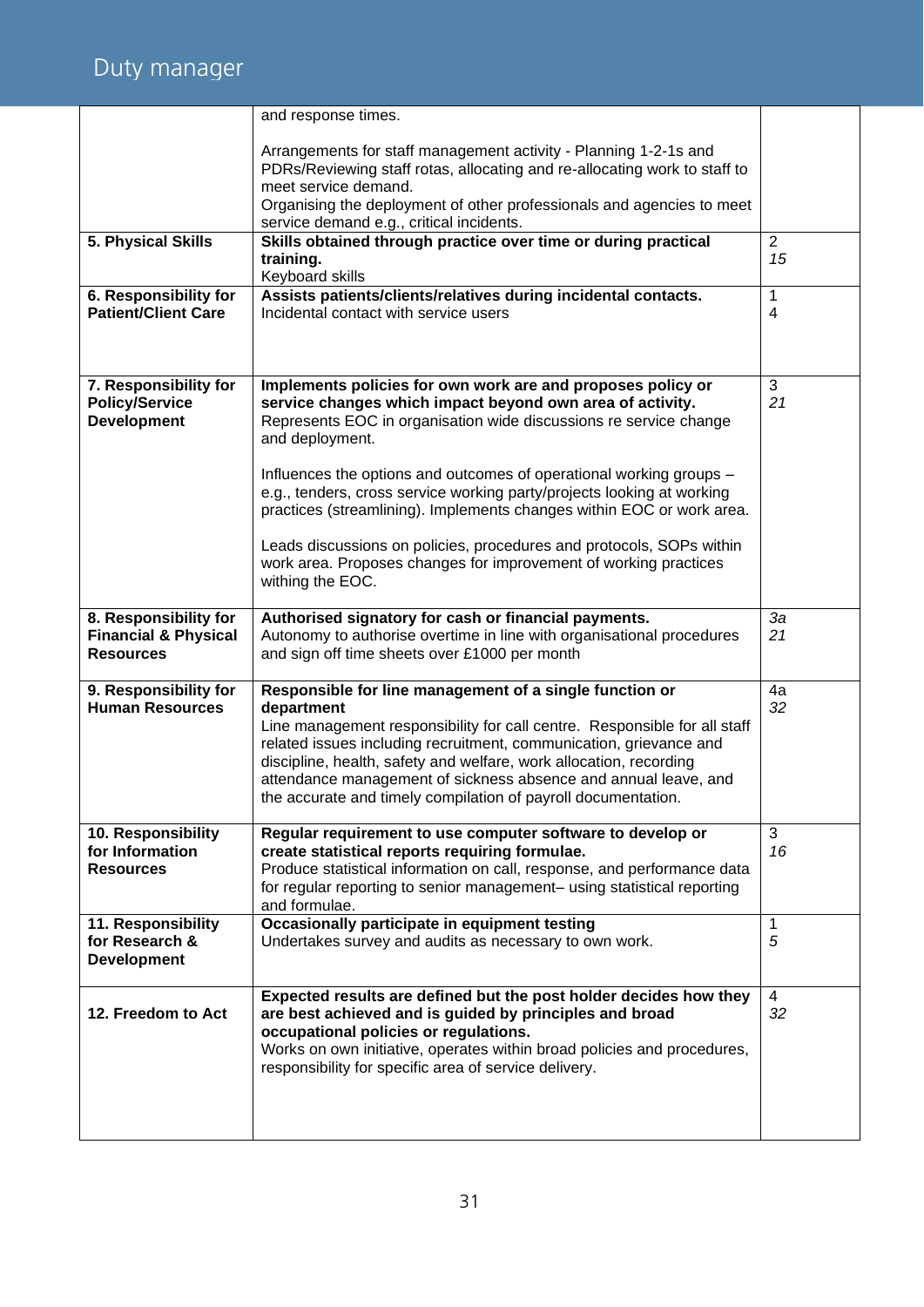## Duty manager

| | | |
|---|---|---|
| | and response times.<br><br>Arrangements for staff management activity - Planning 1-2-1s and PDRs/Reviewing staff rotas, allocating and re-allocating work to staff to meet service demand.<br>Organising the deployment of other professionals and agencies to meet service demand e.g., critical incidents. | |
| **5. Physical Skills** | **Skills obtained through practice over time or during practical training.**<br>Keyboard skills | 2<br>*15* |
| **6. Responsibility for Patient/Client Care** | **Assists patients/clients/relatives during incidental contacts.**<br>Incidental contact with service users | 1<br>4 |
| **7. Responsibility for Policy/Service Development** | **Implements policies for own work are and proposes policy or service changes which impact beyond own area of activity.**<br>Represents EOC in organisation wide discussions re service change and deployment.<br><br>Influences the options and outcomes of operational working groups – e.g., tenders, cross service working party/projects looking at working practices (streamlining). Implements changes within EOC or work area.<br><br>Leads discussions on policies, procedures and protocols, SOPs within work area. Proposes changes for improvement of working practices withing the EOC. | 3<br>*21* |
| **8. Responsibility for Financial & Physical Resources** | **Authorised signatory for cash or financial payments.**<br>Autonomy to authorise overtime in line with organisational procedures and sign off time sheets over £1000 per month | *3a*<br>*21* |
| **9. Responsibility for Human Resources** | **Responsible for line management of a single function or department**<br>Line management responsibility for call centre. Responsible for all staff related issues including recruitment, communication, grievance and discipline, health, safety and welfare, work allocation, recording attendance management of sickness absence and annual leave, and the accurate and timely compilation of payroll documentation. | 4a<br>*32* |
| **10. Responsibility for Information Resources** | **Regular requirement to use computer software to develop or create statistical reports requiring formulae.**<br>Produce statistical information on call, response, and performance data for regular reporting to senior management– using statistical reporting and formulae. | 3<br>*16* |
| **11. Responsibility for Research & Development** | **Occasionally participate in equipment testing**<br>Undertakes survey and audits as necessary to own work. | 1<br>*5* |
| **12. Freedom to Act** | **Expected results are defined but the post holder decides how they are best achieved and is guided by principles and broad occupational policies or regulations.**<br>Works on own initiative, operates within broad policies and procedures, responsibility for specific area of service delivery. | 4<br>*32* |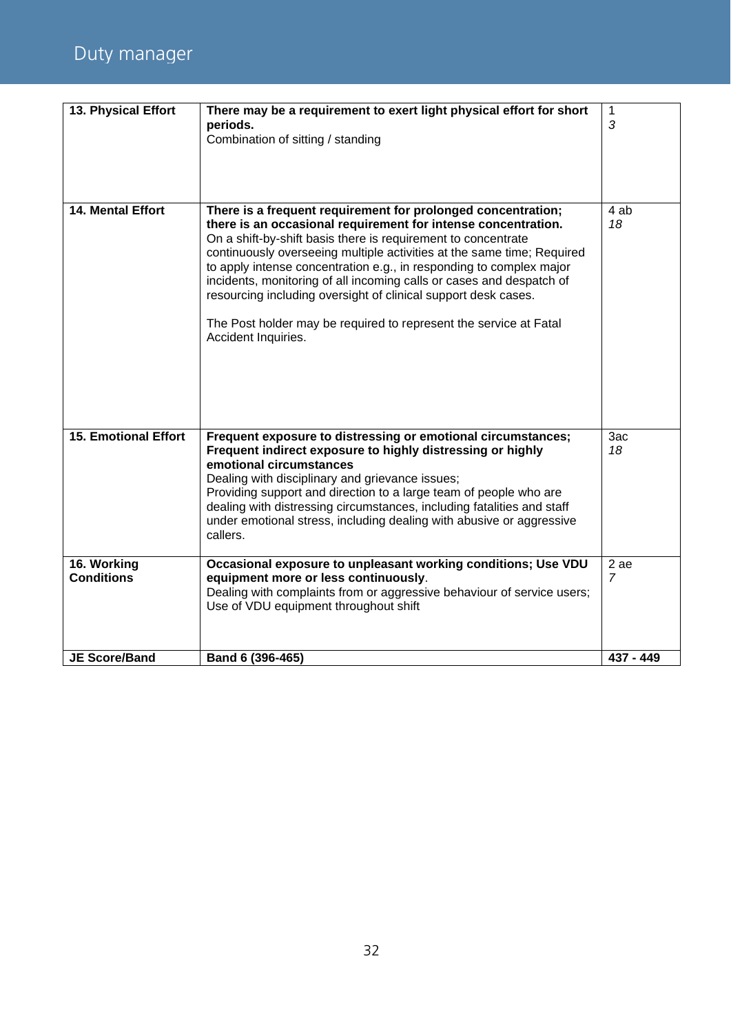| 13. Physical Effort | **There may be a requirement to exert light physical effort for short periods.**<br>Combination of sitting / standing | 1<br>*3* |
|---|---|---|
| **14. Mental Effort** | **There is a frequent requirement for prolonged concentration; there is an occasional requirement for intense concentration.**<br>On a shift-by-shift basis there is requirement to concentrate continuously overseeing multiple activities at the same time; Required to apply intense concentration e.g., in responding to complex major incidents, monitoring of all incoming calls or cases and despatch of resourcing including oversight of clinical support desk cases.<br><br>The Post holder may be required to represent the service at Fatal Accident Inquiries. | 4 ab<br>*18* |
| **15. Emotional Effort** | **Frequent exposure to distressing or emotional circumstances; Frequent indirect exposure to highly distressing or highly emotional circumstances**<br>Dealing with disciplinary and grievance issues;<br>Providing support and direction to a large team of people who are dealing with distressing circumstances, including fatalities and staff under emotional stress, including dealing with abusive or aggressive callers. | 3ac<br>*18* |
| **16. Working Conditions** | **Occasional exposure to unpleasant working conditions; Use VDU equipment more or less continuously**.<br>Dealing with complaints from or aggressive behaviour of service users; Use of VDU equipment throughout shift | 2 ae<br>*7* |
| **JE Score/Band** | **Band 6 (396-465)** | **437 - 449** |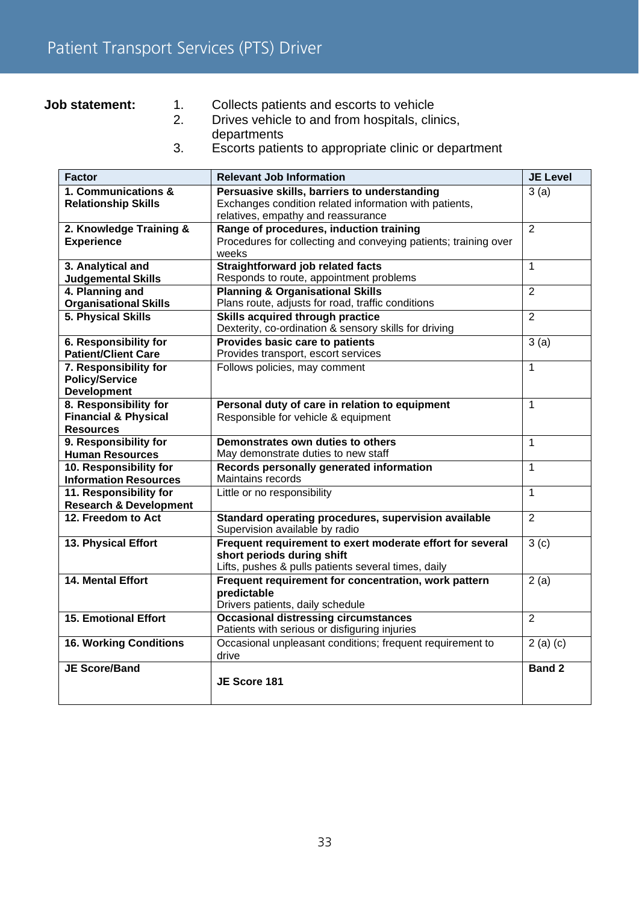# Patient Transport Services (PTS) Driver

**Job statement:**

1. Collects patients and escorts to vehicle
2. Drives vehicle to and from hospitals, clinics, departments
3. Escorts patients to appropriate clinic or department

| Factor | Relevant Job Information | JE Level |
|---|---|---|
| **1. Communications & Relationship Skills** | **Persuasive skills, barriers to understanding** Exchanges condition related information with patients, relatives, empathy and reassurance | 3 (a) |
| **2. Knowledge Training & Experience** | **Range of procedures, induction training** Procedures for collecting and conveying patients; training over weeks | 2 |
| **3. Analytical and Judgemental Skills** | **Straightforward job related facts** Responds to route, appointment problems | 1 |
| **4. Planning and Organisational Skills** | **Planning & Organisational Skills** Plans route, adjusts for road, traffic conditions | 2 |
| **5. Physical Skills** | **Skills acquired through practice** Dexterity, co-ordination & sensory skills for driving | 2 |
| **6. Responsibility for Patient/Client Care** | **Provides basic care to patients** Provides transport, escort services | 3 (a) |
| **7. Responsibility for Policy/Service Development** | Follows policies, may comment | 1 |
| **8. Responsibility for Financial & Physical Resources** | **Personal duty of care in relation to equipment** Responsible for vehicle & equipment | 1 |
| **9. Responsibility for Human Resources** | **Demonstrates own duties to others** May demonstrate duties to new staff | 1 |
| **10. Responsibility for Information Resources** | **Records personally generated information** Maintains records | 1 |
| **11. Responsibility for Research & Development** | Little or no responsibility | 1 |
| **12. Freedom to Act** | **Standard operating procedures, supervision available** Supervision available by radio | 2 |
| **13. Physical Effort** | **Frequent requirement to exert moderate effort for several short periods during shift** Lifts, pushes & pulls patients several times, daily | 3 (c) |
| **14. Mental Effort** | **Frequent requirement for concentration, work pattern predictable** Drivers patients, daily schedule | 2 (a) |
| **15. Emotional Effort** | **Occasional distressing circumstances** Patients with serious or disfiguring injuries | 2 |
| **16. Working Conditions** | Occasional unpleasant conditions; frequent requirement to drive | 2 (a) (c) |
| **JE Score/Band** | **JE Score 181** | **Band 2** |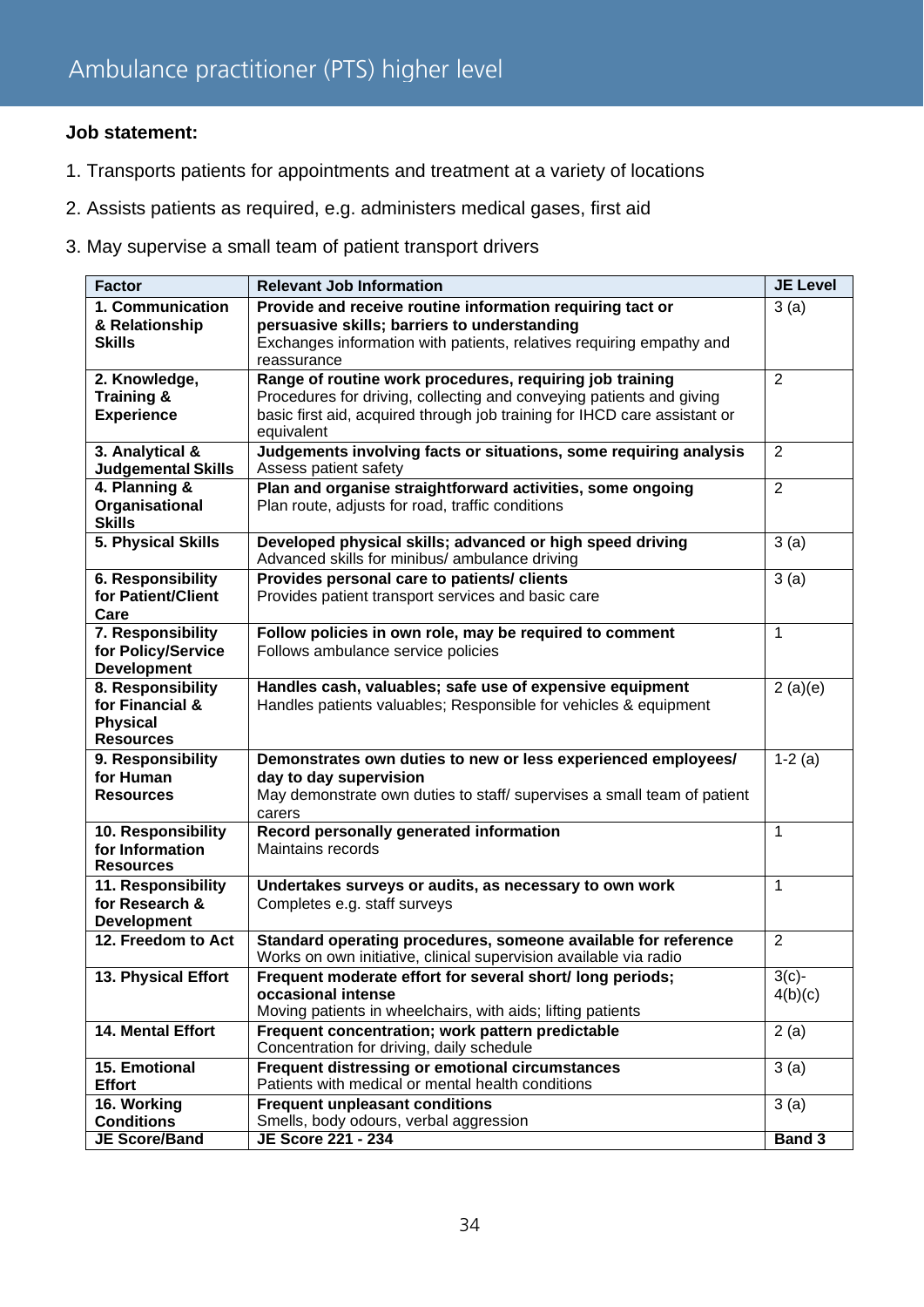# Ambulance practitioner (PTS) higher level

**Job statement:**

1. Transports patients for appointments and treatment at a variety of locations
2. Assists patients as required, e.g. administers medical gases, first aid
3. May supervise a small team of patient transport drivers

| Factor | Relevant Job Information | JE Level |
|---|---|---|
| **1. Communication & Relationship Skills** | **Provide and receive routine information requiring tact or persuasive skills; barriers to understanding**<br>Exchanges information with patients, relatives requiring empathy and reassurance | 3 (a) |
| **2. Knowledge, Training & Experience** | **Range of routine work procedures, requiring job training**<br>Procedures for driving, collecting and conveying patients and giving basic first aid, acquired through job training for IHCD care assistant or equivalent | 2 |
| **3. Analytical & Judgemental Skills** | **Judgements involving facts or situations, some requiring analysis**<br>Assess patient safety | 2 |
| **4. Planning & Organisational Skills** | **Plan and organise straightforward activities, some ongoing**<br>Plan route, adjusts for road, traffic conditions | 2 |
| **5. Physical Skills** | **Developed physical skills; advanced or high speed driving**<br>Advanced skills for minibus/ ambulance driving | 3 (a) |
| **6. Responsibility for Patient/Client Care** | **Provides personal care to patients/ clients**<br>Provides patient transport services and basic care | 3 (a) |
| **7. Responsibility for Policy/Service Development** | **Follow policies in own role, may be required to comment**<br>Follows ambulance service policies | 1 |
| **8. Responsibility for Financial & Physical Resources** | **Handles cash, valuables; safe use of expensive equipment**<br>Handles patients valuables; Responsible for vehicles & equipment | 2 (a)(e) |
| **9. Responsibility for Human Resources** | **Demonstrates own duties to new or less experienced employees/ day to day supervision**<br>May demonstrate own duties to staff/ supervises a small team of patient carers | 1-2 (a) |
| **10. Responsibility for Information Resources** | **Record personally generated information**<br>Maintains records | 1 |
| **11. Responsibility for Research & Development** | **Undertakes surveys or audits, as necessary to own work**<br>Completes e.g. staff surveys | 1 |
| **12. Freedom to Act** | **Standard operating procedures, someone available for reference**<br>Works on own initiative, clinical supervision available via radio | 2 |
| **13. Physical Effort** | **Frequent moderate effort for several short/ long periods; occasional intense**<br>Moving patients in wheelchairs, with aids; lifting patients | 3(c)-4(b)(c) |
| **14. Mental Effort** | **Frequent concentration; work pattern predictable**<br>Concentration for driving, daily schedule | 2 (a) |
| **15. Emotional Effort** | **Frequent distressing or emotional circumstances**<br>Patients with medical or mental health conditions | 3 (a) |
| **16. Working Conditions** | **Frequent unpleasant conditions**<br>Smells, body odours, verbal aggression | 3 (a) |
| **JE Score/Band** | **JE Score 221 - 234** | **Band 3** |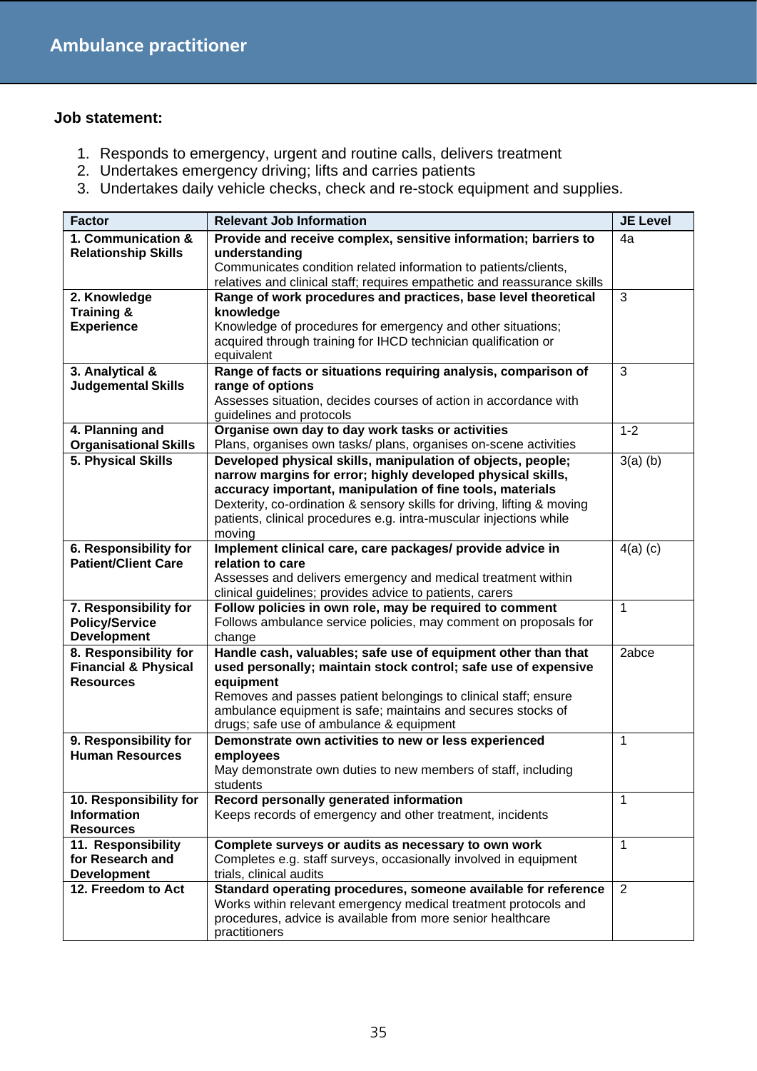# Ambulance practitioner

**Job statement:**

1. Responds to emergency, urgent and routine calls, delivers treatment
2. Undertakes emergency driving; lifts and carries patients
3. Undertakes daily vehicle checks, check and re-stock equipment and supplies.

| Factor | Relevant Job Information | JE Level |
|---|---|---|
| **1. Communication & Relationship Skills** | **Provide and receive complex, sensitive information; barriers to understanding** Communicates condition related information to patients/clients, relatives and clinical staff; requires empathetic and reassurance skills | 4a |
| **2. Knowledge Training & Experience** | **Range of work procedures and practices, base level theoretical knowledge** Knowledge of procedures for emergency and other situations; acquired through training for IHCD technician qualification or equivalent | 3 |
| **3. Analytical & Judgemental Skills** | **Range of facts or situations requiring analysis, comparison of range of options** Assesses situation, decides courses of action in accordance with guidelines and protocols | 3 |
| **4. Planning and Organisational Skills** | **Organise own day to day work tasks or activities** Plans, organises own tasks/ plans, organises on-scene activities | 1-2 |
| **5. Physical Skills** | **Developed physical skills, manipulation of objects, people; narrow margins for error; highly developed physical skills, accuracy important, manipulation of fine tools, materials** Dexterity, co-ordination & sensory skills for driving, lifting & moving patients, clinical procedures e.g. intra-muscular injections while moving | 3(a) (b) |
| **6. Responsibility for Patient/Client Care** | **Implement clinical care, care packages/ provide advice in relation to care** Assesses and delivers emergency and medical treatment within clinical guidelines; provides advice to patients, carers | 4(a) (c) |
| **7. Responsibility for Policy/Service Development** | **Follow policies in own role, may be required to comment** Follows ambulance service policies, may comment on proposals for change | 1 |
| **8. Responsibility for Financial & Physical Resources** | **Handle cash, valuables; safe use of equipment other than that used personally; maintain stock control; safe use of expensive equipment** Removes and passes patient belongings to clinical staff; ensure ambulance equipment is safe; maintains and secures stocks of drugs; safe use of ambulance & equipment | 2abce |
| **9. Responsibility for Human Resources** | **Demonstrate own activities to new or less experienced employees** May demonstrate own duties to new members of staff, including students | 1 |
| **10. Responsibility for Information Resources** | **Record personally generated information** Keeps records of emergency and other treatment, incidents | 1 |
| **11. Responsibility for Research and Development** | **Complete surveys or audits as necessary to own work** Completes e.g. staff surveys, occasionally involved in equipment trials, clinical audits | 1 |
| **12. Freedom to Act** | **Standard operating procedures, someone available for reference** Works within relevant emergency medical treatment protocols and procedures, advice is available from more senior healthcare practitioners | 2 |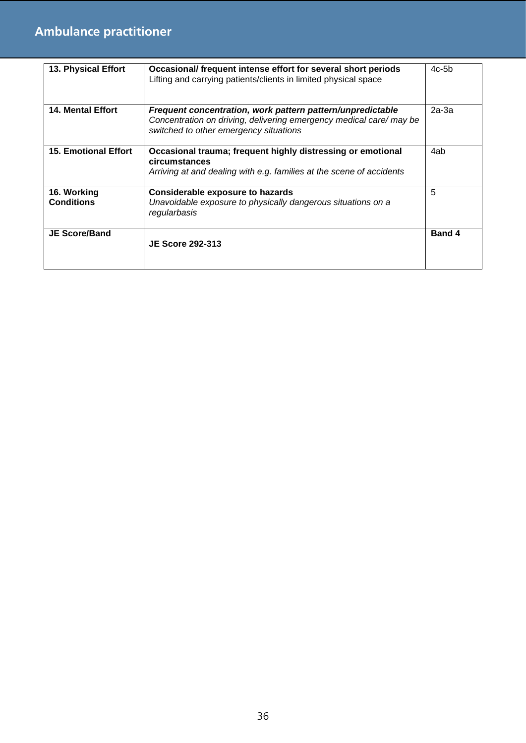## Ambulance practitioner

| | | |
|---|---|---|
| **13. Physical Effort** | **Occasional/ frequent intense effort for several short periods** Lifting and carrying patients/clients in limited physical space | 4c-5b |
| **14. Mental Effort** | ***Frequent concentration, work pattern pattern/unpredictable*** *Concentration on driving, delivering emergency medical care/ may be switched to other emergency situations* | 2a-3a |
| **15. Emotional Effort** | **Occasional trauma; frequent highly distressing or emotional circumstances** *Arriving at and dealing with e.g. families at the scene of accidents* | 4ab |
| **16. Working Conditions** | **Considerable exposure to hazards** *Unavoidable exposure to physically dangerous situations on a regularbasis* | 5 |
| **JE Score/Band** | **JE Score 292-313** | **Band 4** |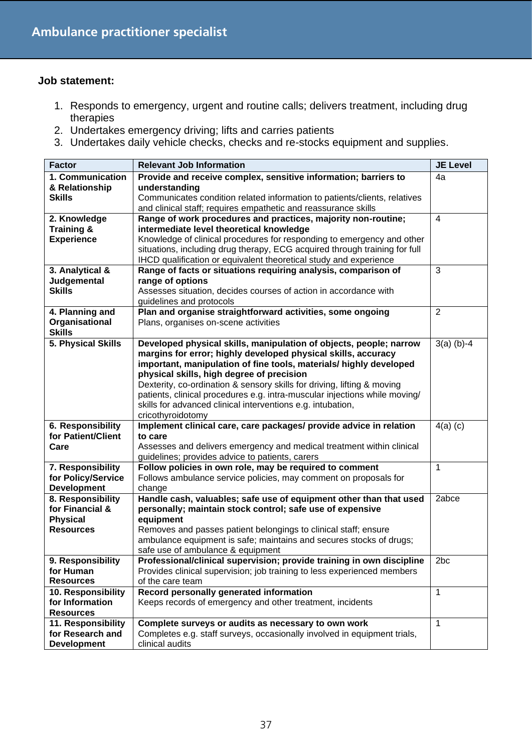# Ambulance practitioner specialist

**Job statement:**

1. Responds to emergency, urgent and routine calls; delivers treatment, including drug therapies
2. Undertakes emergency driving; lifts and carries patients
3. Undertakes daily vehicle checks, checks and re-stocks equipment and supplies.

| Factor | Relevant Job Information | JE Level |
|---|---|---|
| **1. Communication & Relationship Skills** | **Provide and receive complex, sensitive information; barriers to understanding**<br>Communicates condition related information to patients/clients, relatives and clinical staff; requires empathetic and reassurance skills | 4a |
| **2. Knowledge Training & Experience** | **Range of work procedures and practices, majority non-routine; intermediate level theoretical knowledge**<br>Knowledge of clinical procedures for responding to emergency and other situations, including drug therapy, ECG acquired through training for full IHCD qualification or equivalent theoretical study and experience | 4 |
| **3. Analytical & Judgemental Skills** | **Range of facts or situations requiring analysis, comparison of range of options**<br>Assesses situation, decides courses of action in accordance with guidelines and protocols | 3 |
| **4. Planning and Organisational Skills** | **Plan and organise straightforward activities, some ongoing**<br>Plans, organises on-scene activities | 2 |
| **5. Physical Skills** | **Developed physical skills, manipulation of objects, people; narrow margins for error; highly developed physical skills, accuracy important, manipulation of fine tools, materials/ highly developed physical skills, high degree of precision**<br>Dexterity, co-ordination & sensory skills for driving, lifting & moving patients, clinical procedures e.g. intra-muscular injections while moving/ skills for advanced clinical interventions e.g. intubation, cricothyroidotomy | 3(a) (b)-4 |
| **6. Responsibility for Patient/Client Care** | **Implement clinical care, care packages/ provide advice in relation to care**<br>Assesses and delivers emergency and medical treatment within clinical guidelines; provides advice to patients, carers | 4(a) (c) |
| **7. Responsibility for Policy/Service Development** | **Follow policies in own role, may be required to comment**<br>Follows ambulance service policies, may comment on proposals for change | 1 |
| **8. Responsibility for Financial & Physical Resources** | **Handle cash, valuables; safe use of equipment other than that used personally; maintain stock control; safe use of expensive equipment**<br>Removes and passes patient belongings to clinical staff; ensure ambulance equipment is safe; maintains and secures stocks of drugs; safe use of ambulance & equipment | 2abce |
| **9. Responsibility for Human Resources** | **Professional/clinical supervision; provide training in own discipline**<br>Provides clinical supervision; job training to less experienced members of the care team | 2bc |
| **10. Responsibility for Information Resources** | **Record personally generated information**<br>Keeps records of emergency and other treatment, incidents | 1 |
| **11. Responsibility for Research and Development** | **Complete surveys or audits as necessary to own work**<br>Completes e.g. staff surveys, occasionally involved in equipment trials, clinical audits | 1 |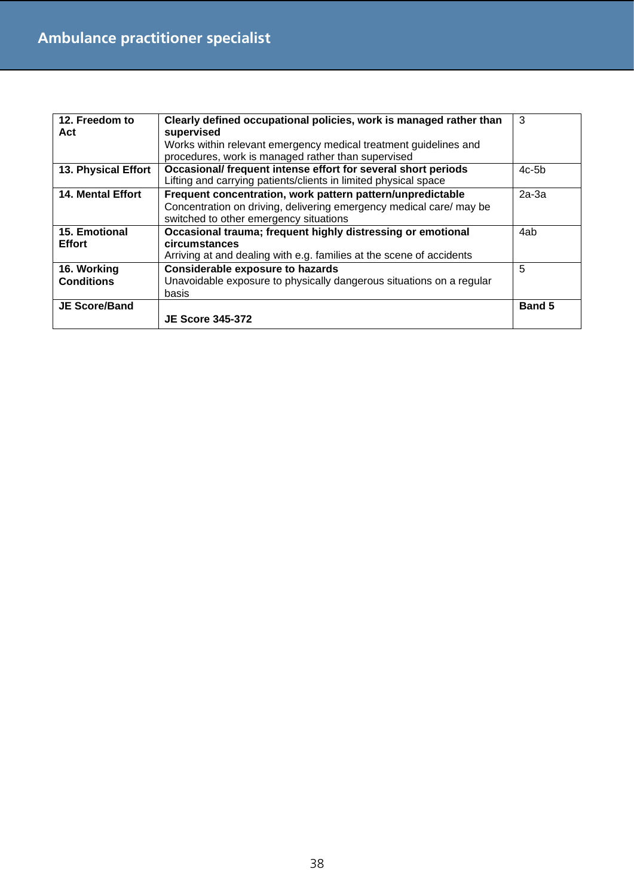## Ambulance practitioner specialist

| | | |
|---|---|---|
| **12. Freedom to Act** | **Clearly defined occupational policies, work is managed rather than supervised**<br>Works within relevant emergency medical treatment guidelines and procedures, work is managed rather than supervised | 3 |
| **13. Physical Effort** | **Occasional/ frequent intense effort for several short periods**<br>Lifting and carrying patients/clients in limited physical space | 4c-5b |
| **14. Mental Effort** | **Frequent concentration, work pattern pattern/unpredictable**<br>Concentration on driving, delivering emergency medical care/ may be switched to other emergency situations | 2a-3a |
| **15. Emotional Effort** | **Occasional trauma; frequent highly distressing or emotional circumstances**<br>Arriving at and dealing with e.g. families at the scene of accidents | 4ab |
| **16. Working Conditions** | **Considerable exposure to hazards**<br>Unavoidable exposure to physically dangerous situations on a regular basis | 5 |
| **JE Score/Band** | **JE Score 345-372** | **Band 5** |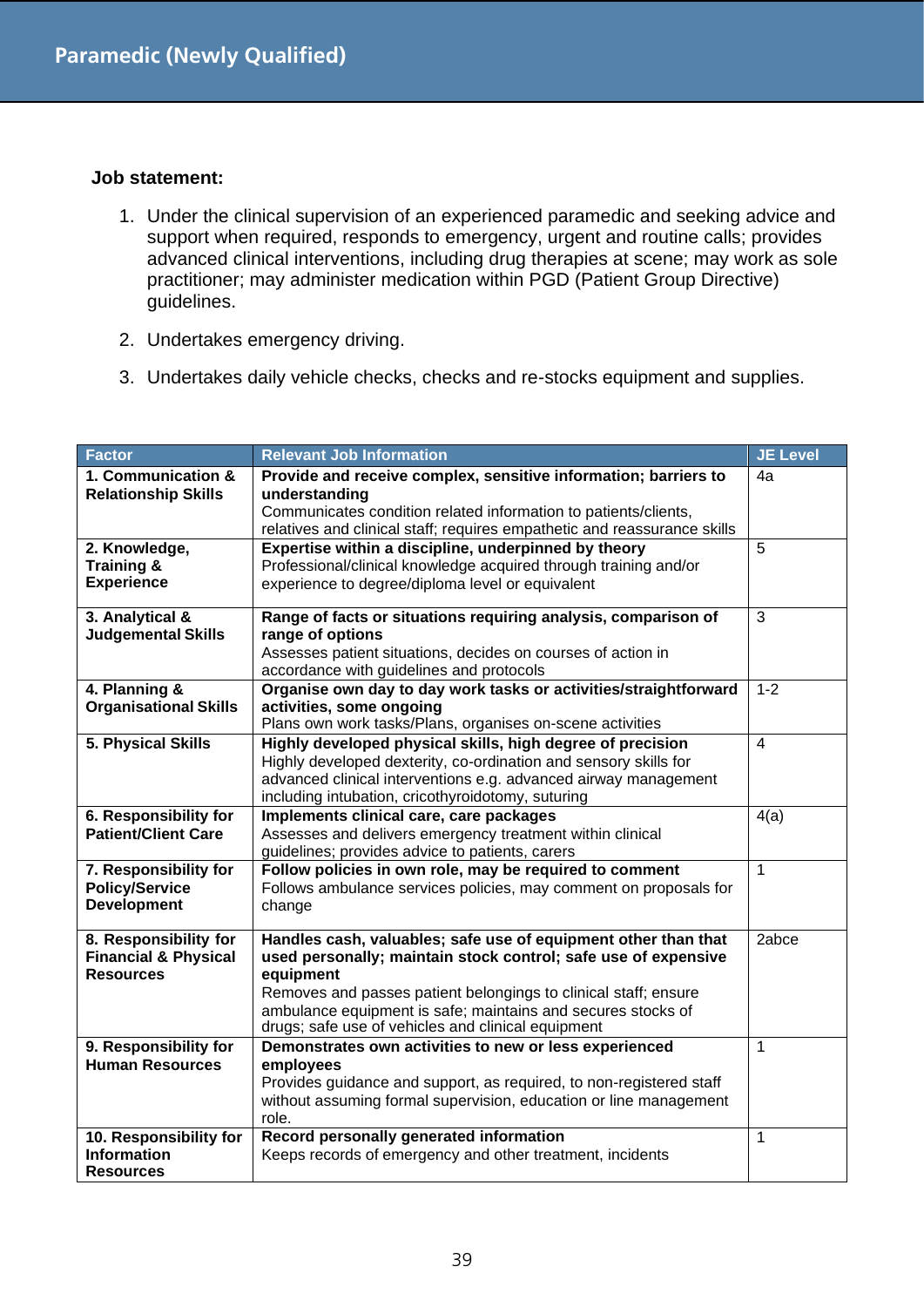# Paramedic (Newly Qualified)

**Job statement:**

1. Under the clinical supervision of an experienced paramedic and seeking advice and support when required, responds to emergency, urgent and routine calls; provides advanced clinical interventions, including drug therapies at scene; may work as sole practitioner; may administer medication within PGD (Patient Group Directive) guidelines.
2. Undertakes emergency driving.
3. Undertakes daily vehicle checks, checks and re-stocks equipment and supplies.

| Factor | Relevant Job Information | JE Level |
|---|---|---|
| **1. Communication & Relationship Skills** | **Provide and receive complex, sensitive information; barriers to understanding** Communicates condition related information to patients/clients, relatives and clinical staff; requires empathetic and reassurance skills | 4a |
| **2. Knowledge, Training & Experience** | **Expertise within a discipline, underpinned by theory** Professional/clinical knowledge acquired through training and/or experience to degree/diploma level or equivalent | 5 |
| **3. Analytical & Judgemental Skills** | **Range of facts or situations requiring analysis, comparison of range of options** Assesses patient situations, decides on courses of action in accordance with guidelines and protocols | 3 |
| **4. Planning & Organisational Skills** | **Organise own day to day work tasks or activities/straightforward activities, some ongoing** Plans own work tasks/Plans, organises on-scene activities | 1-2 |
| **5. Physical Skills** | **Highly developed physical skills, high degree of precision** Highly developed dexterity, co-ordination and sensory skills for advanced clinical interventions e.g. advanced airway management including intubation, cricothyroidotomy, suturing | 4 |
| **6. Responsibility for Patient/Client Care** | **Implements clinical care, care packages** Assesses and delivers emergency treatment within clinical guidelines; provides advice to patients, carers | 4(a) |
| **7. Responsibility for Policy/Service Development** | **Follow policies in own role, may be required to comment** Follows ambulance services policies, may comment on proposals for change | 1 |
| **8. Responsibility for Financial & Physical Resources** | **Handles cash, valuables; safe use of equipment other than that used personally; maintain stock control; safe use of expensive equipment** Removes and passes patient belongings to clinical staff; ensure ambulance equipment is safe; maintains and secures stocks of drugs; safe use of vehicles and clinical equipment | 2abce |
| **9. Responsibility for Human Resources** | **Demonstrates own activities to new or less experienced employees** Provides guidance and support, as required, to non-registered staff without assuming formal supervision, education or line management role. | 1 |
| **10. Responsibility for Information Resources** | **Record personally generated information** Keeps records of emergency and other treatment, incidents | 1 |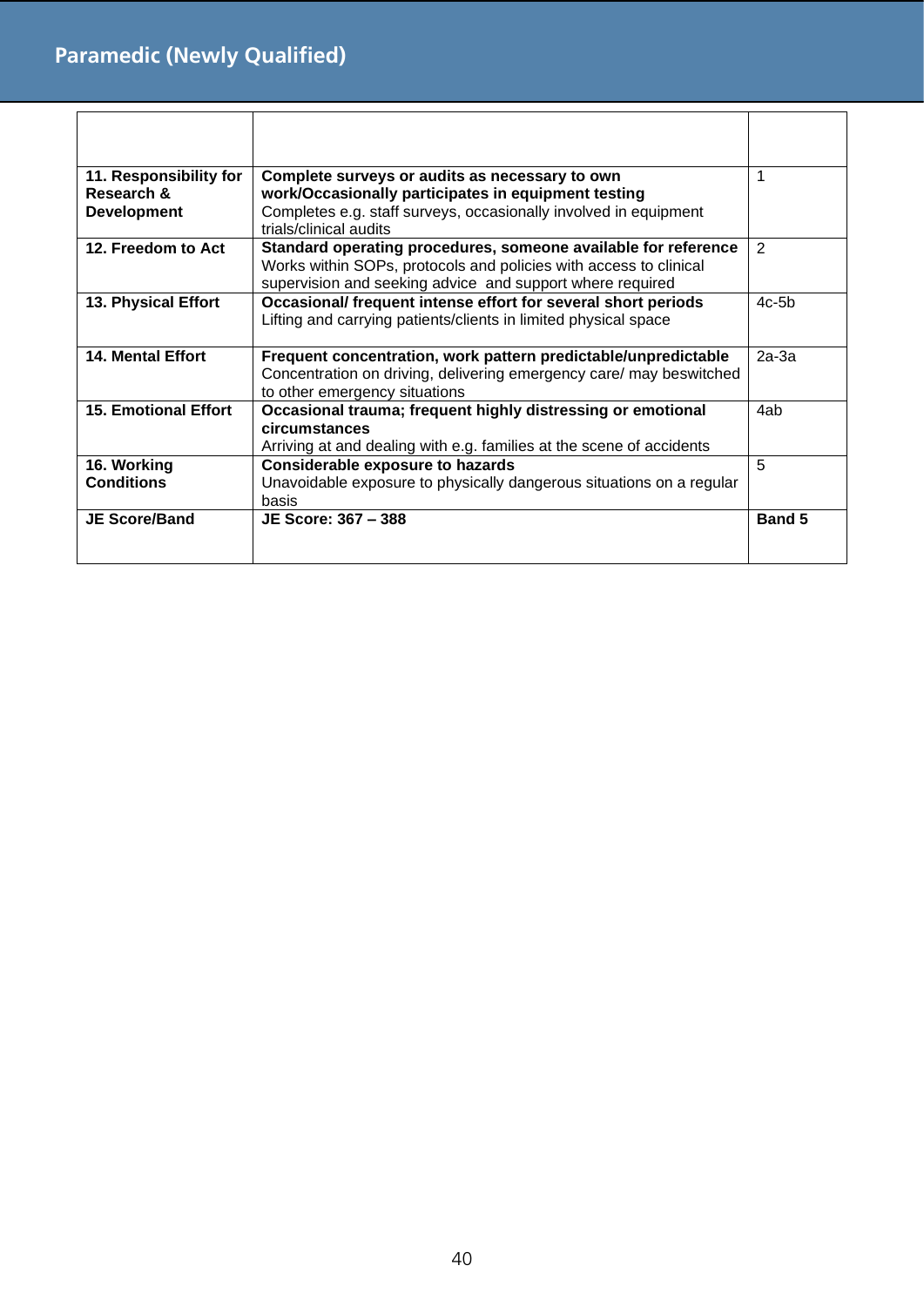## Paramedic (Newly Qualified)

| | | |
|---|---|---|
| **11. Responsibility for Research & Development** | **Complete surveys or audits as necessary to own work/Occasionally participates in equipment testing** Completes e.g. staff surveys, occasionally involved in equipment trials/clinical audits | 1 |
| **12. Freedom to Act** | **Standard operating procedures, someone available for reference** Works within SOPs, protocols and policies with access to clinical supervision and seeking advice and support where required | 2 |
| **13. Physical Effort** | **Occasional/ frequent intense effort for several short periods** Lifting and carrying patients/clients in limited physical space | 4c-5b |
| **14. Mental Effort** | **Frequent concentration, work pattern predictable/unpredictable** Concentration on driving, delivering emergency care/ may beswitched to other emergency situations | 2a-3a |
| **15. Emotional Effort** | **Occasional trauma; frequent highly distressing or emotional circumstances** Arriving at and dealing with e.g. families at the scene of accidents | 4ab |
| **16. Working Conditions** | **Considerable exposure to hazards** Unavoidable exposure to physically dangerous situations on a regular basis | 5 |
| **JE Score/Band** | **JE Score: 367 – 388** | **Band 5** |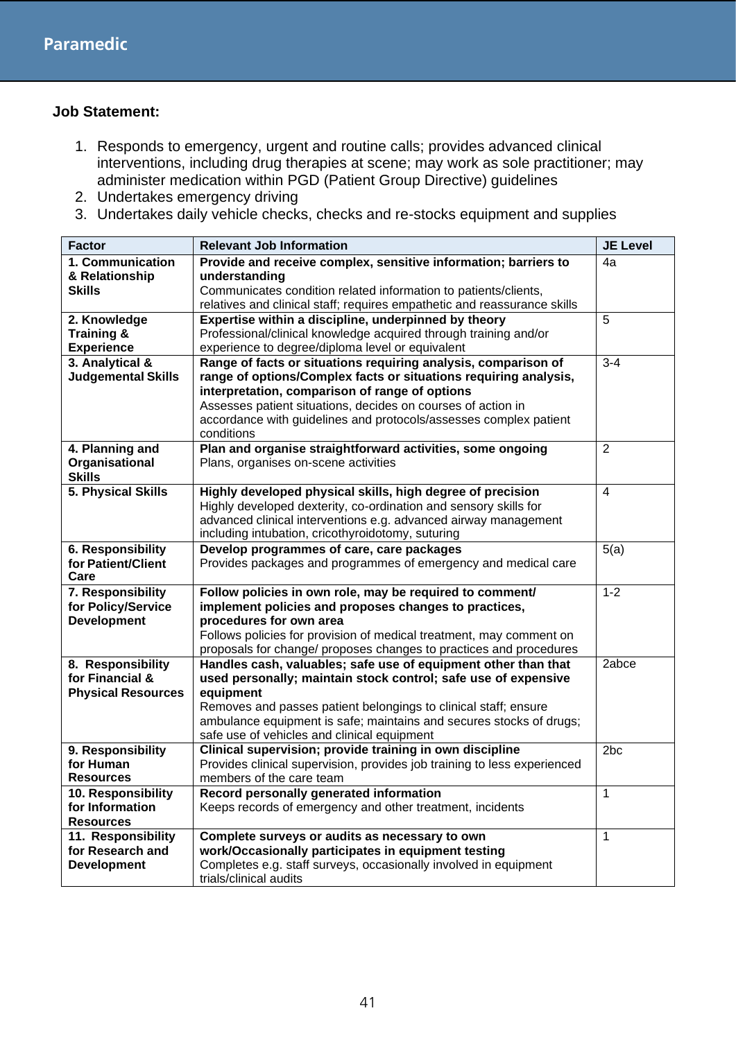# Paramedic

**Job Statement:**

1. Responds to emergency, urgent and routine calls; provides advanced clinical interventions, including drug therapies at scene; may work as sole practitioner; may administer medication within PGD (Patient Group Directive) guidelines
2. Undertakes emergency driving
3. Undertakes daily vehicle checks, checks and re-stocks equipment and supplies

| Factor | Relevant Job Information | JE Level |
|---|---|---|
| **1. Communication & Relationship Skills** | **Provide and receive complex, sensitive information; barriers to understanding** Communicates condition related information to patients/clients, relatives and clinical staff; requires empathetic and reassurance skills | 4a |
| **2. Knowledge Training & Experience** | **Expertise within a discipline, underpinned by theory** Professional/clinical knowledge acquired through training and/or experience to degree/diploma level or equivalent | 5 |
| **3. Analytical & Judgemental Skills** | **Range of facts or situations requiring analysis, comparison of range of options/Complex facts or situations requiring analysis, interpretation, comparison of range of options** Assesses patient situations, decides on courses of action in accordance with guidelines and protocols/assesses complex patient conditions | 3-4 |
| **4. Planning and Organisational Skills** | **Plan and organise straightforward activities, some ongoing** Plans, organises on-scene activities | 2 |
| **5. Physical Skills** | **Highly developed physical skills, high degree of precision** Highly developed dexterity, co-ordination and sensory skills for advanced clinical interventions e.g. advanced airway management including intubation, cricothyroidotomy, suturing | 4 |
| **6. Responsibility for Patient/Client Care** | **Develop programmes of care, care packages** Provides packages and programmes of emergency and medical care | 5(a) |
| **7. Responsibility for Policy/Service Development** | **Follow policies in own role, may be required to comment/ implement policies and proposes changes to practices, procedures for own area** Follows policies for provision of medical treatment, may comment on proposals for change/ proposes changes to practices and procedures | 1-2 |
| **8. Responsibility for Financial & Physical Resources** | **Handles cash, valuables; safe use of equipment other than that used personally; maintain stock control; safe use of expensive equipment** Removes and passes patient belongings to clinical staff; ensure ambulance equipment is safe; maintains and secures stocks of drugs; safe use of vehicles and clinical equipment | 2abce |
| **9. Responsibility for Human Resources** | **Clinical supervision; provide training in own discipline** Provides clinical supervision, provides job training to less experienced members of the care team | 2bc |
| **10. Responsibility for Information Resources** | **Record personally generated information** Keeps records of emergency and other treatment, incidents | 1 |
| **11. Responsibility for Research and Development** | **Complete surveys or audits as necessary to own work/Occasionally participates in equipment testing** Completes e.g. staff surveys, occasionally involved in equipment trials/clinical audits | 1 |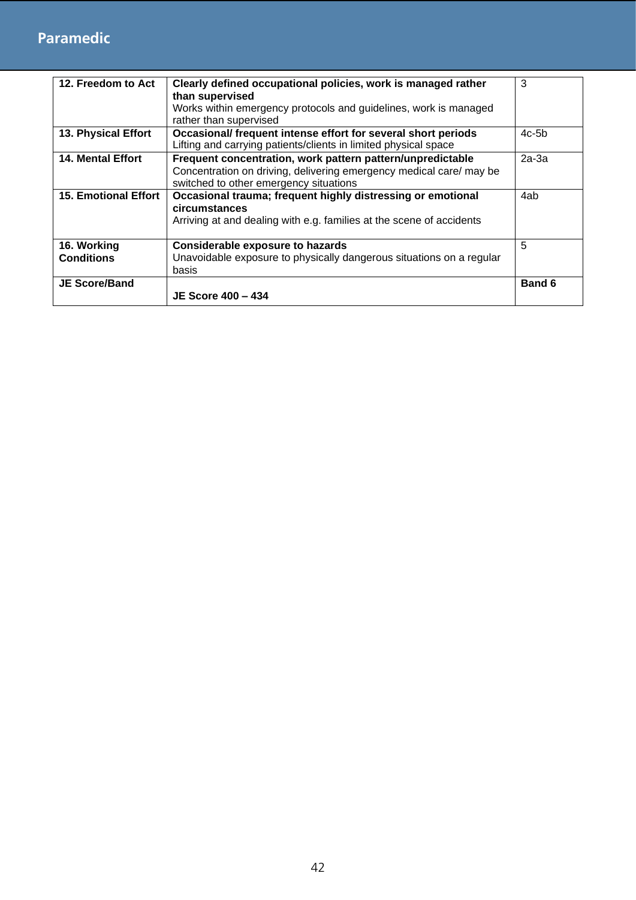## Paramedic

| | | |
|---|---|---|
| **12. Freedom to Act** | **Clearly defined occupational policies, work is managed rather than supervised**<br>Works within emergency protocols and guidelines, work is managed rather than supervised | 3 |
| **13. Physical Effort** | **Occasional/ frequent intense effort for several short periods**<br>Lifting and carrying patients/clients in limited physical space | 4c-5b |
| **14. Mental Effort** | **Frequent concentration, work pattern pattern/unpredictable**<br>Concentration on driving, delivering emergency medical care/ may be switched to other emergency situations | 2a-3a |
| **15. Emotional Effort** | **Occasional trauma; frequent highly distressing or emotional circumstances**<br>Arriving at and dealing with e.g. families at the scene of accidents | 4ab |
| **16. Working Conditions** | **Considerable exposure to hazards**<br>Unavoidable exposure to physically dangerous situations on a regular basis | 5 |
| **JE Score/Band** | **JE Score 400 – 434** | **Band 6** |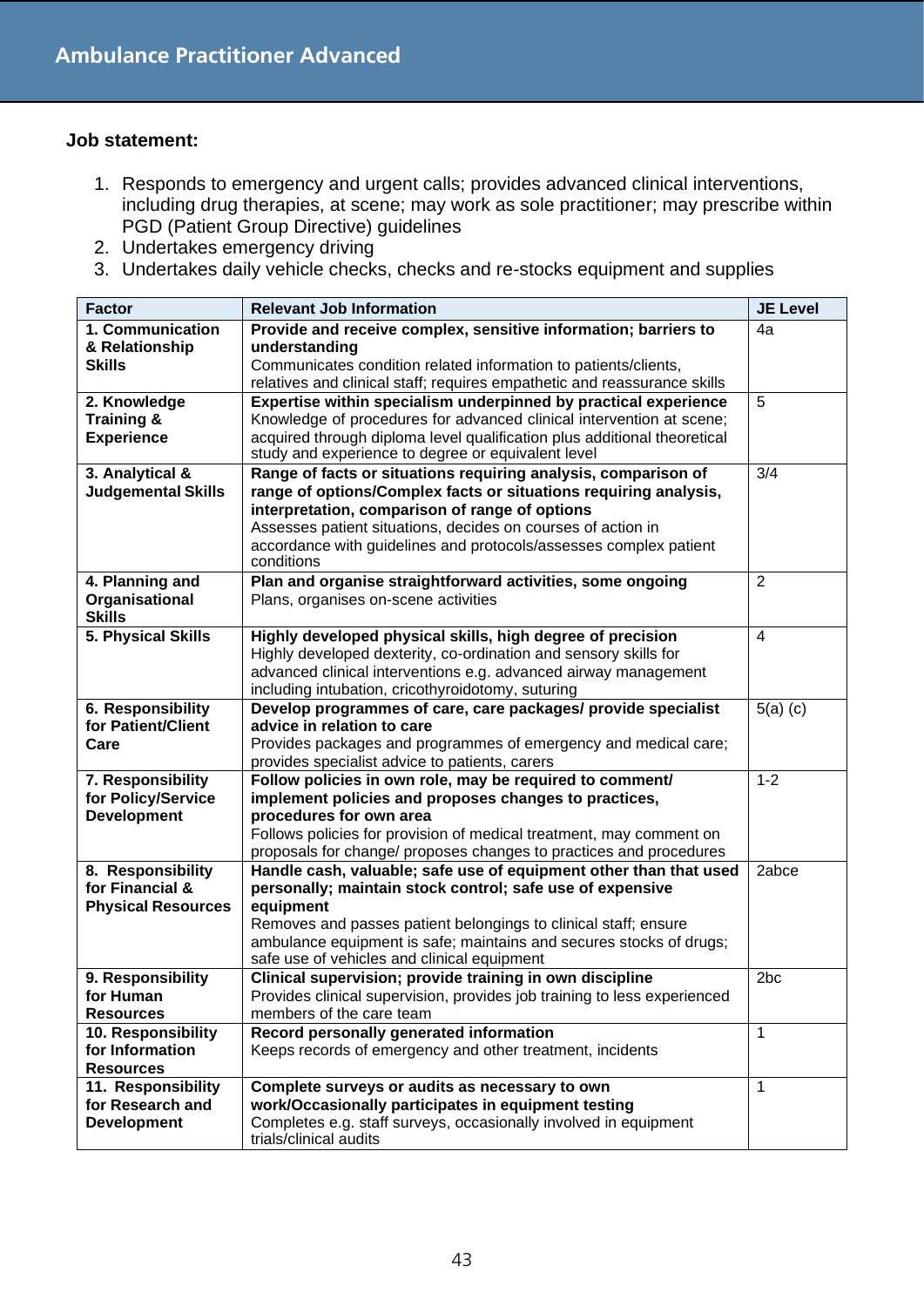## Ambulance Practitioner Advanced

**Job statement:**

1. Responds to emergency and urgent calls; provides advanced clinical interventions, including drug therapies, at scene; may work as sole practitioner; may prescribe within PGD (Patient Group Directive) guidelines
2. Undertakes emergency driving
3. Undertakes daily vehicle checks, checks and re-stocks equipment and supplies

| Factor | Relevant Job Information | JE Level |
|---|---|---|
| **1. Communication & Relationship Skills** | **Provide and receive complex, sensitive information; barriers to understanding**<br>Communicates condition related information to patients/clients, relatives and clinical staff; requires empathetic and reassurance skills | 4a |
| **2. Knowledge Training & Experience** | **Expertise within specialism underpinned by practical experience**<br>Knowledge of procedures for advanced clinical intervention at scene; acquired through diploma level qualification plus additional theoretical study and experience to degree or equivalent level | 5 |
| **3. Analytical & Judgemental Skills** | **Range of facts or situations requiring analysis, comparison of range of options/Complex facts or situations requiring analysis, interpretation, comparison of range of options**<br>Assesses patient situations, decides on courses of action in accordance with guidelines and protocols/assesses complex patient conditions | 3/4 |
| **4. Planning and Organisational Skills** | **Plan and organise straightforward activities, some ongoing**<br>Plans, organises on-scene activities | 2 |
| **5. Physical Skills** | **Highly developed physical skills, high degree of precision**<br>Highly developed dexterity, co-ordination and sensory skills for advanced clinical interventions e.g. advanced airway management including intubation, cricothyroidotomy, suturing | 4 |
| **6. Responsibility for Patient/Client Care** | **Develop programmes of care, care packages/ provide specialist advice in relation to care**<br>Provides packages and programmes of emergency and medical care; provides specialist advice to patients, carers | 5(a) (c) |
| **7. Responsibility for Policy/Service Development** | **Follow policies in own role, may be required to comment/ implement policies and proposes changes to practices, procedures for own area**<br>Follows policies for provision of medical treatment, may comment on proposals for change/ proposes changes to practices and procedures | 1-2 |
| **8. Responsibility for Financial & Physical Resources** | **Handle cash, valuable; safe use of equipment other than that used personally; maintain stock control; safe use of expensive equipment**<br>Removes and passes patient belongings to clinical staff; ensure ambulance equipment is safe; maintains and secures stocks of drugs; safe use of vehicles and clinical equipment | 2abce |
| **9. Responsibility for Human Resources** | **Clinical supervision; provide training in own discipline**<br>Provides clinical supervision, provides job training to less experienced members of the care team | 2bc |
| **10. Responsibility for Information Resources** | **Record personally generated information**<br>Keeps records of emergency and other treatment, incidents | 1 |
| **11. Responsibility for Research and Development** | **Complete surveys or audits as necessary to own work/Occasionally participates in equipment testing**<br>Completes e.g. staff surveys, occasionally involved in equipment trials/clinical audits | 1 |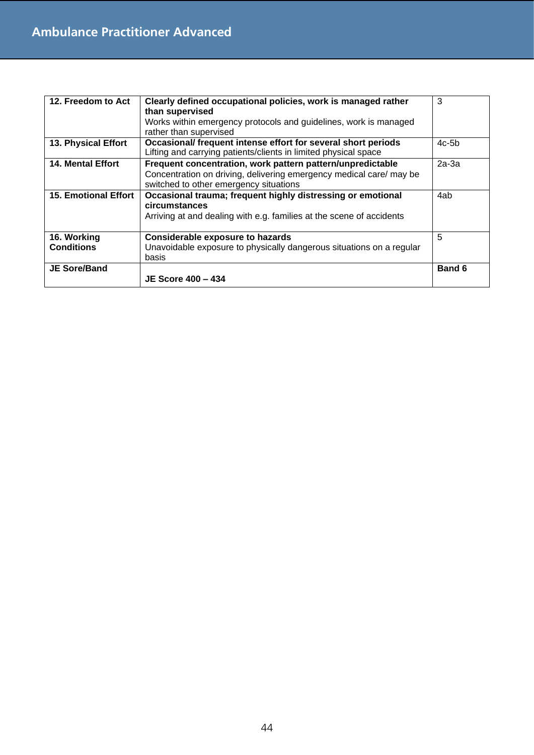| 12. Freedom to Act | **Clearly defined occupational policies, work is managed rather than supervised**<br>Works within emergency protocols and guidelines, work is managed rather than supervised | 3 |
|---|---|---|
| **13. Physical Effort** | **Occasional/ frequent intense effort for several short periods**<br>Lifting and carrying patients/clients in limited physical space | 4c-5b |
| **14. Mental Effort** | **Frequent concentration, work pattern pattern/unpredictable**<br>Concentration on driving, delivering emergency medical care/ may be switched to other emergency situations | 2a-3a |
| **15. Emotional Effort** | **Occasional trauma; frequent highly distressing or emotional circumstances**<br>Arriving at and dealing with e.g. families at the scene of accidents | 4ab |
| **16. Working Conditions** | **Considerable exposure to hazards**<br>Unavoidable exposure to physically dangerous situations on a regular basis | 5 |
| **JE Sore/Band** | **JE Score 400 – 434** | **Band 6** |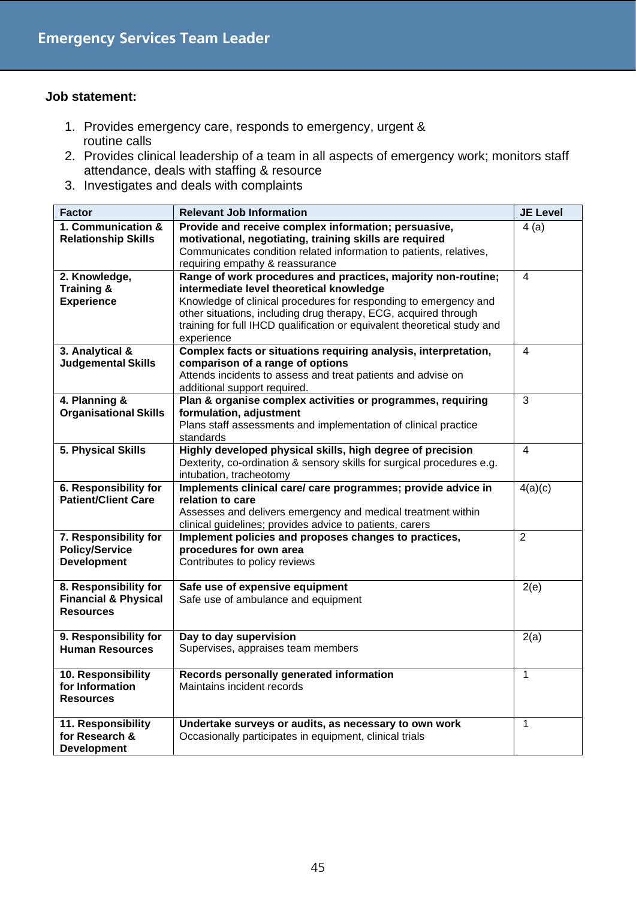# Emergency Services Team Leader

**Job statement:**

1. Provides emergency care, responds to emergency, urgent & routine calls
2. Provides clinical leadership of a team in all aspects of emergency work; monitors staff attendance, deals with staffing & resource
3. Investigates and deals with complaints

| Factor | Relevant Job Information | JE Level |
|---|---|---|
| **1. Communication & Relationship Skills** | **Provide and receive complex information; persuasive, motivational, negotiating, training skills are required** Communicates condition related information to patients, relatives, requiring empathy & reassurance | 4 (a) |
| **2. Knowledge, Training & Experience** | **Range of work procedures and practices, majority non-routine; intermediate level theoretical knowledge** Knowledge of clinical procedures for responding to emergency and other situations, including drug therapy, ECG, acquired through training for full IHCD qualification or equivalent theoretical study and experience | 4 |
| **3. Analytical & Judgemental Skills** | **Complex facts or situations requiring analysis, interpretation, comparison of a range of options** Attends incidents to assess and treat patients and advise on additional support required. | 4 |
| **4. Planning & Organisational Skills** | **Plan & organise complex activities or programmes, requiring formulation, adjustment** Plans staff assessments and implementation of clinical practice standards | 3 |
| **5. Physical Skills** | **Highly developed physical skills, high degree of precision** Dexterity, co-ordination & sensory skills for surgical procedures e.g. intubation, tracheotomy | 4 |
| **6. Responsibility for Patient/Client Care** | **Implements clinical care/ care programmes; provide advice in relation to care** Assesses and delivers emergency and medical treatment within clinical guidelines; provides advice to patients, carers | 4(a)(c) |
| **7. Responsibility for Policy/Service Development** | **Implement policies and proposes changes to practices, procedures for own area** Contributes to policy reviews | 2 |
| **8. Responsibility for Financial & Physical Resources** | **Safe use of expensive equipment** Safe use of ambulance and equipment | 2(e) |
| **9. Responsibility for Human Resources** | **Day to day supervision** Supervises, appraises team members | 2(a) |
| **10. Responsibility for Information Resources** | **Records personally generated information** Maintains incident records | 1 |
| **11. Responsibility for Research & Development** | **Undertake surveys or audits, as necessary to own work** Occasionally participates in equipment, clinical trials | 1 |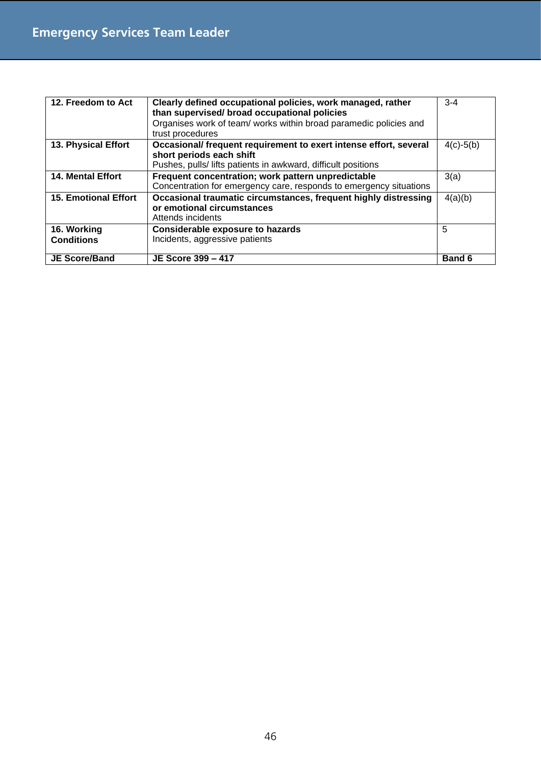## Emergency Services Team Leader

| | | |
|---|---|---|
| **12. Freedom to Act** | **Clearly defined occupational policies, work managed, rather than supervised/ broad occupational policies**<br>Organises work of team/ works within broad paramedic policies and trust procedures | 3-4 |
| **13. Physical Effort** | **Occasional/ frequent requirement to exert intense effort, several short periods each shift**<br>Pushes, pulls/ lifts patients in awkward, difficult positions | 4(c)-5(b) |
| **14. Mental Effort** | **Frequent concentration; work pattern unpredictable**<br>Concentration for emergency care, responds to emergency situations | 3(a) |
| **15. Emotional Effort** | **Occasional traumatic circumstances, frequent highly distressing or emotional circumstances**<br>Attends incidents | 4(a)(b) |
| **16. Working Conditions** | **Considerable exposure to hazards**<br>Incidents, aggressive patients | 5 |
| **JE Score/Band** | **JE Score 399 – 417** | **Band 6** |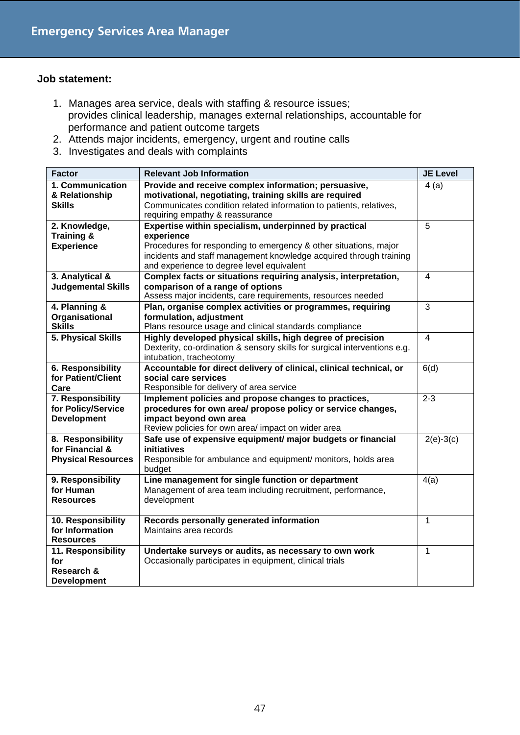# Emergency Services Area Manager

**Job statement:**

1. Manages area service, deals with staffing & resource issues; provides clinical leadership, manages external relationships, accountable for performance and patient outcome targets
2. Attends major incidents, emergency, urgent and routine calls
3. Investigates and deals with complaints

| Factor | Relevant Job Information | JE Level |
|---|---|---|
| **1. Communication & Relationship Skills** | **Provide and receive complex information; persuasive, motivational, negotiating, training skills are required**<br>Communicates condition related information to patients, relatives, requiring empathy & reassurance | 4 (a) |
| **2. Knowledge, Training & Experience** | **Expertise within specialism, underpinned by practical experience**<br>Procedures for responding to emergency & other situations, major incidents and staff management knowledge acquired through training and experience to degree level equivalent | 5 |
| **3. Analytical & Judgemental Skills** | **Complex facts or situations requiring analysis, interpretation, comparison of a range of options**<br>Assess major incidents, care requirements, resources needed | 4 |
| **4. Planning & Organisational Skills** | **Plan, organise complex activities or programmes, requiring formulation, adjustment**<br>Plans resource usage and clinical standards compliance | 3 |
| **5. Physical Skills** | **Highly developed physical skills, high degree of precision**<br>Dexterity, co-ordination & sensory skills for surgical interventions e.g. intubation, tracheotomy | 4 |
| **6. Responsibility for Patient/Client Care** | **Accountable for direct delivery of clinical, clinical technical, or social care services**<br>Responsible for delivery of area service | 6(d) |
| **7. Responsibility for Policy/Service Development** | **Implement policies and propose changes to practices, procedures for own area/ propose policy or service changes, impact beyond own area**<br>Review policies for own area/ impact on wider area | 2-3 |
| **8. Responsibility for Financial & Physical Resources** | **Safe use of expensive equipment/ major budgets or financial initiatives**<br>Responsible for ambulance and equipment/ monitors, holds area budget | 2(e)-3(c) |
| **9. Responsibility for Human Resources** | **Line management for single function or department**<br>Management of area team including recruitment, performance, development | 4(a) |
| **10. Responsibility for Information Resources** | **Records personally generated information**<br>Maintains area records | 1 |
| **11. Responsibility for Research & Development** | **Undertake surveys or audits, as necessary to own work**<br>Occasionally participates in equipment, clinical trials | 1 |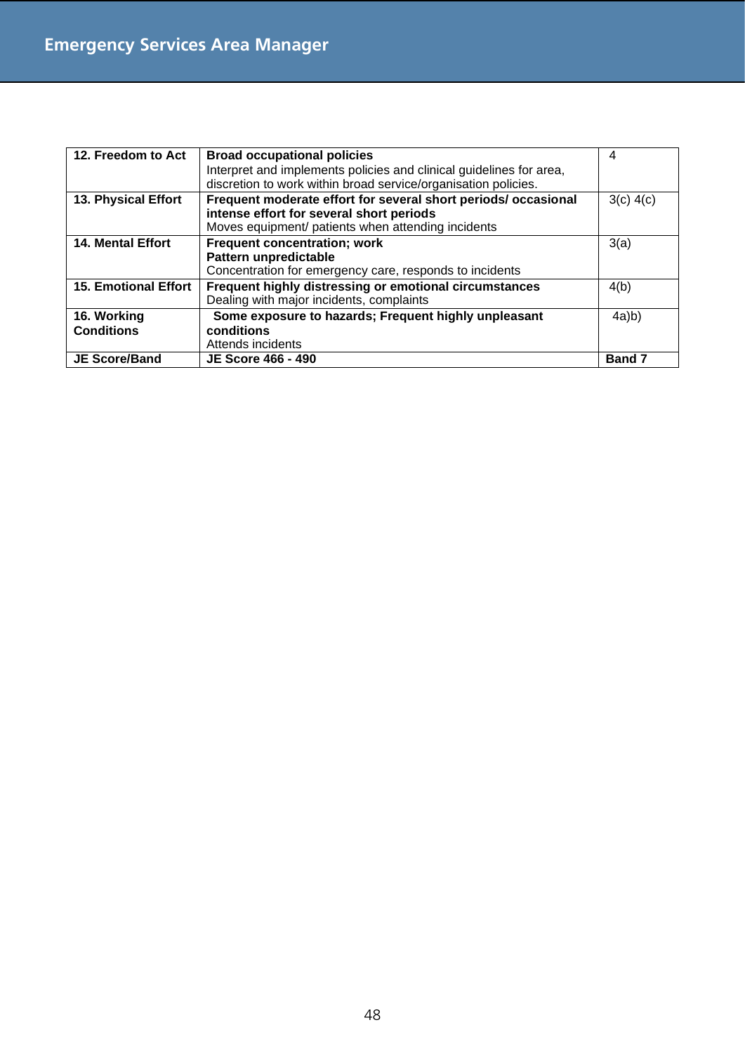## Emergency Services Area Manager

| | | |
|---|---|---|
| **12. Freedom to Act** | **Broad occupational policies**<br>Interpret and implements policies and clinical guidelines for area, discretion to work within broad service/organisation policies. | 4 |
| **13. Physical Effort** | **Frequent moderate effort for several short periods/ occasional intense effort for several short periods**<br>Moves equipment/ patients when attending incidents | 3(c) 4(c) |
| **14. Mental Effort** | **Frequent concentration; work Pattern unpredictable**<br>Concentration for emergency care, responds to incidents | 3(a) |
| **15. Emotional Effort** | **Frequent highly distressing or emotional circumstances**<br>Dealing with major incidents, complaints | 4(b) |
| **16. Working Conditions** | **Some exposure to hazards; Frequent highly unpleasant conditions**<br>Attends incidents | 4a)b) |
| **JE Score/Band** | **JE Score 466 - 490** | **Band 7** |